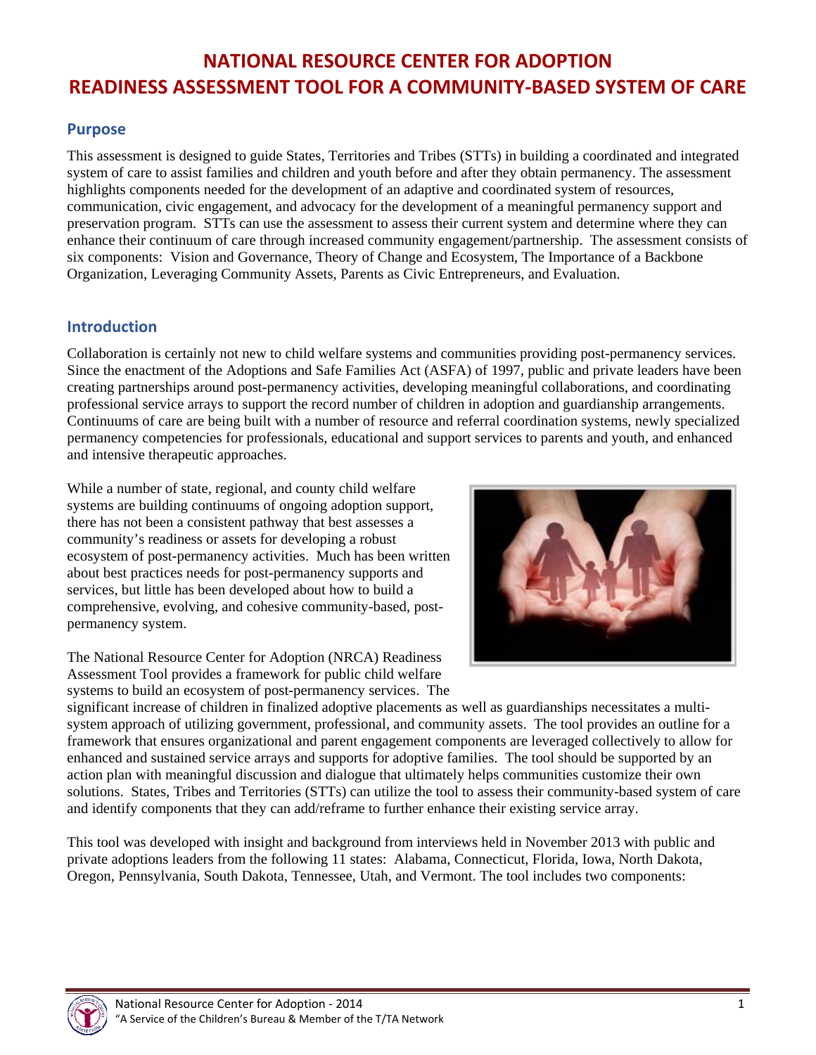# NATIONAL RESOURCE CENTER FOR ADOPTION
# READINESS ASSESSMENT TOOL FOR A COMMUNITY-BASED SYSTEM OF CARE

## Purpose

This assessment is designed to guide States, Territories and Tribes (STTs) in building a coordinated and integrated system of care to assist families and children and youth before and after they obtain permanency. The assessment highlights components needed for the development of an adaptive and coordinated system of resources, communication, civic engagement, and advocacy for the development of a meaningful permanency support and preservation program. STTs can use the assessment to assess their current system and determine where they can enhance their continuum of care through increased community engagement/partnership. The assessment consists of six components: Vision and Governance, Theory of Change and Ecosystem, The Importance of a Backbone Organization, Leveraging Community Assets, Parents as Civic Entrepreneurs, and Evaluation.

## Introduction

Collaboration is certainly not new to child welfare systems and communities providing post-permanency services. Since the enactment of the Adoptions and Safe Families Act (ASFA) of 1997, public and private leaders have been creating partnerships around post-permanency activities, developing meaningful collaborations, and coordinating professional service arrays to support the record number of children in adoption and guardianship arrangements. Continuums of care are being built with a number of resource and referral coordination systems, newly specialized permanency competencies for professionals, educational and support services to parents and youth, and enhanced and intensive therapeutic approaches.

While a number of state, regional, and county child welfare systems are building continuums of ongoing adoption support, there has not been a consistent pathway that best assesses a community's readiness or assets for developing a robust ecosystem of post-permanency activities. Much has been written about best practices needs for post-permanency supports and services, but little has been developed about how to build a comprehensive, evolving, and cohesive community-based, post-permanency system.

The National Resource Center for Adoption (NRCA) Readiness Assessment Tool provides a framework for public child welfare systems to build an ecosystem of post-permanency services. The significant increase of children in finalized adoptive placements as well as guardianships necessitates a multi-system approach of utilizing government, professional, and community assets. The tool provides an outline for a framework that ensures organizational and parent engagement components are leveraged collectively to allow for enhanced and sustained service arrays and supports for adoptive families. The tool should be supported by an action plan with meaningful discussion and dialogue that ultimately helps communities customize their own solutions. States, Tribes and Territories (STTs) can utilize the tool to assess their community-based system of care and identify components that they can add/reframe to further enhance their existing service array.

This tool was developed with insight and background from interviews held in November 2013 with public and private adoptions leaders from the following 11 states: Alabama, Connecticut, Florida, Iowa, North Dakota, Oregon, Pennsylvania, South Dakota, Tennessee, Utah, and Vermont. The tool includes two components: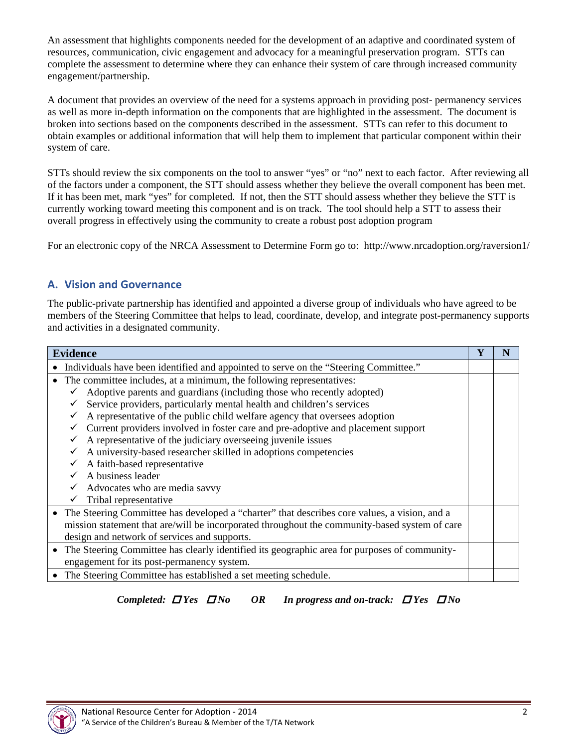An assessment that highlights components needed for the development of an adaptive and coordinated system of resources, communication, civic engagement and advocacy for a meaningful preservation program. STTs can complete the assessment to determine where they can enhance their system of care through increased community engagement/partnership.

A document that provides an overview of the need for a systems approach in providing post- permanency services as well as more in-depth information on the components that are highlighted in the assessment. The document is broken into sections based on the components described in the assessment. STTs can refer to this document to obtain examples or additional information that will help them to implement that particular component within their system of care.

STTs should review the six components on the tool to answer "yes" or "no" next to each factor. After reviewing all of the factors under a component, the STT should assess whether they believe the overall component has been met. If it has been met, mark "yes" for completed. If not, then the STT should assess whether they believe the STT is currently working toward meeting this component and is on track. The tool should help a STT to assess their overall progress in effectively using the community to create a robust post adoption program

For an electronic copy of the NRCA Assessment to Determine Form go to: http://www.nrcadoption.org/raversion1/

## A. Vision and Governance

The public-private partnership has identified and appointed a diverse group of individuals who have agreed to be members of the Steering Committee that helps to lead, coordinate, develop, and integrate post-permanency supports and activities in a designated community.

| Evidence | Y | N |
|---|---|---|
| • Individuals have been identified and appointed to serve on the "Steering Committee." | | |
| • The committee includes, at a minimum, the following representatives:<br>✓ Adoptive parents and guardians (including those who recently adopted)<br>✓ Service providers, particularly mental health and children's services<br>✓ A representative of the public child welfare agency that oversees adoption<br>✓ Current providers involved in foster care and pre-adoptive and placement support<br>✓ A representative of the judiciary overseeing juvenile issues<br>✓ A university-based researcher skilled in adoptions competencies<br>✓ A faith-based representative<br>✓ A business leader<br>✓ Advocates who are media savvy<br>✓ Tribal representative | | |
| • The Steering Committee has developed a "charter" that describes core values, a vision, and a mission statement that are/will be incorporated throughout the community-based system of care design and network of services and supports. | | |
| • The Steering Committee has clearly identified its geographic area for purposes of community-engagement for its post-permanency system. | | |
| • The Steering Committee has established a set meeting schedule. | | |

***Completed:* ☐ *Yes* ☐ *No*  *OR*  *In progress and on-track:* ☐ *Yes* ☐ *No***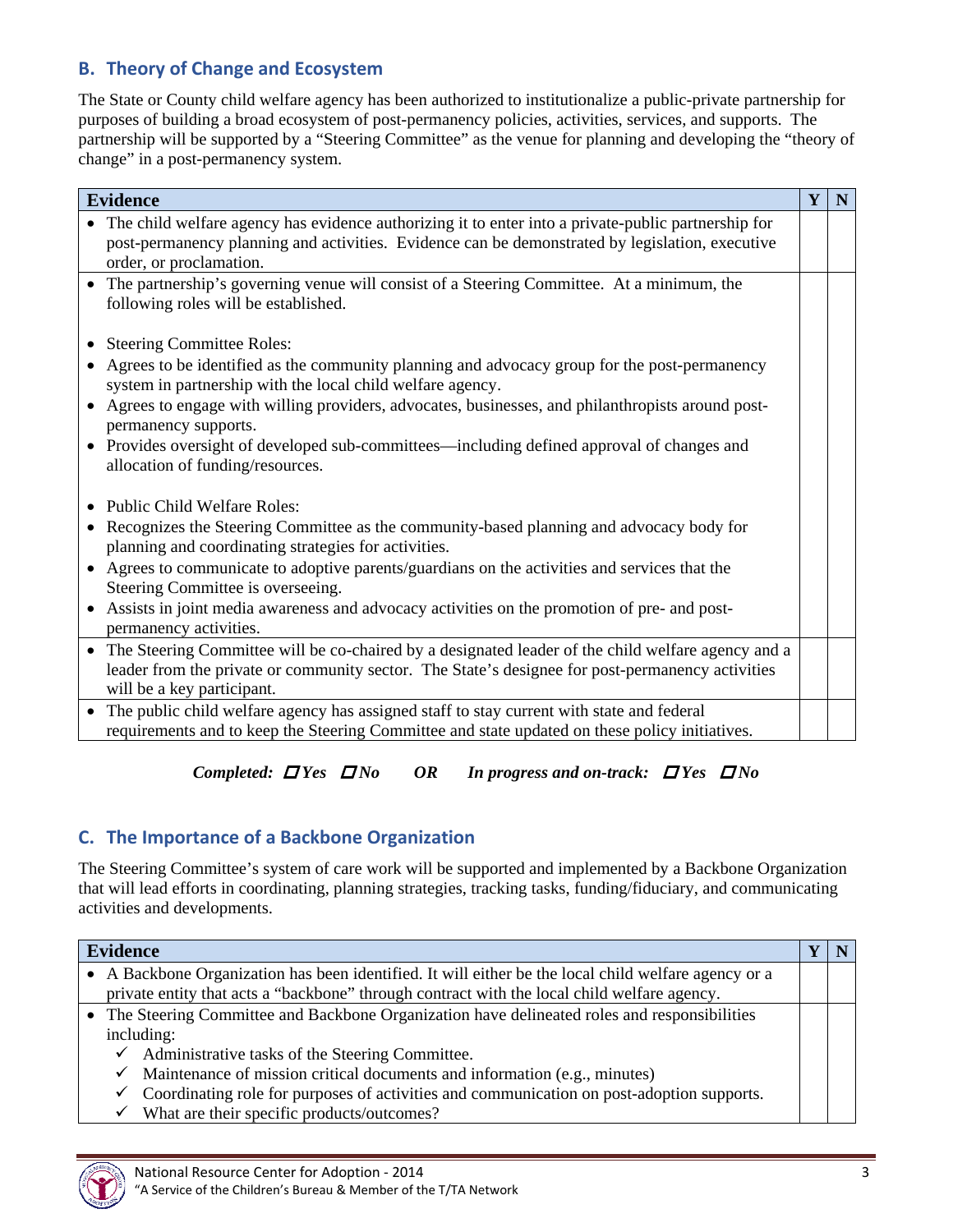## B. Theory of Change and Ecosystem

The State or County child welfare agency has been authorized to institutionalize a public-private partnership for purposes of building a broad ecosystem of post-permanency policies, activities, services, and supports. The partnership will be supported by a "Steering Committee" as the venue for planning and developing the "theory of change" in a post-permanency system.

| Evidence | Y | N |
|---|---|---|
| • The child welfare agency has evidence authorizing it to enter into a private-public partnership for post-permanency planning and activities. Evidence can be demonstrated by legislation, executive order, or proclamation. | | |
| • The partnership's governing venue will consist of a Steering Committee. At a minimum, the following roles will be established.<br><br>• Steering Committee Roles:<br>• Agrees to be identified as the community planning and advocacy group for the post-permanency system in partnership with the local child welfare agency.<br>• Agrees to engage with willing providers, advocates, businesses, and philanthropists around post-permanency supports.<br>• Provides oversight of developed sub-committees—including defined approval of changes and allocation of funding/resources.<br><br>• Public Child Welfare Roles:<br>• Recognizes the Steering Committee as the community-based planning and advocacy body for planning and coordinating strategies for activities.<br>• Agrees to communicate to adoptive parents/guardians on the activities and services that the Steering Committee is overseeing.<br>• Assists in joint media awareness and advocacy activities on the promotion of pre- and post-permanency activities. | | |
| • The Steering Committee will be co-chaired by a designated leader of the child welfare agency and a leader from the private or community sector. The State's designee for post-permanency activities will be a key participant. | | |
| • The public child welfare agency has assigned staff to stay current with state and federal requirements and to keep the Steering Committee and state updated on these policy initiatives. | | |

***Completed:* ☐ *Yes* ☐ *No*  *OR*  *In progress and on-track:* ☐ *Yes* ☐ *No***

## C. The Importance of a Backbone Organization

The Steering Committee's system of care work will be supported and implemented by a Backbone Organization that will lead efforts in coordinating, planning strategies, tracking tasks, funding/fiduciary, and communicating activities and developments.

| Evidence | Y | N |
|---|---|---|
| • A Backbone Organization has been identified. It will either be the local child welfare agency or a private entity that acts a "backbone" through contract with the local child welfare agency. | | |
| • The Steering Committee and Backbone Organization have delineated roles and responsibilities including:<br>✓ Administrative tasks of the Steering Committee.<br>✓ Maintenance of mission critical documents and information (e.g., minutes)<br>✓ Coordinating role for purposes of activities and communication on post-adoption supports.<br>✓ What are their specific products/outcomes? | | |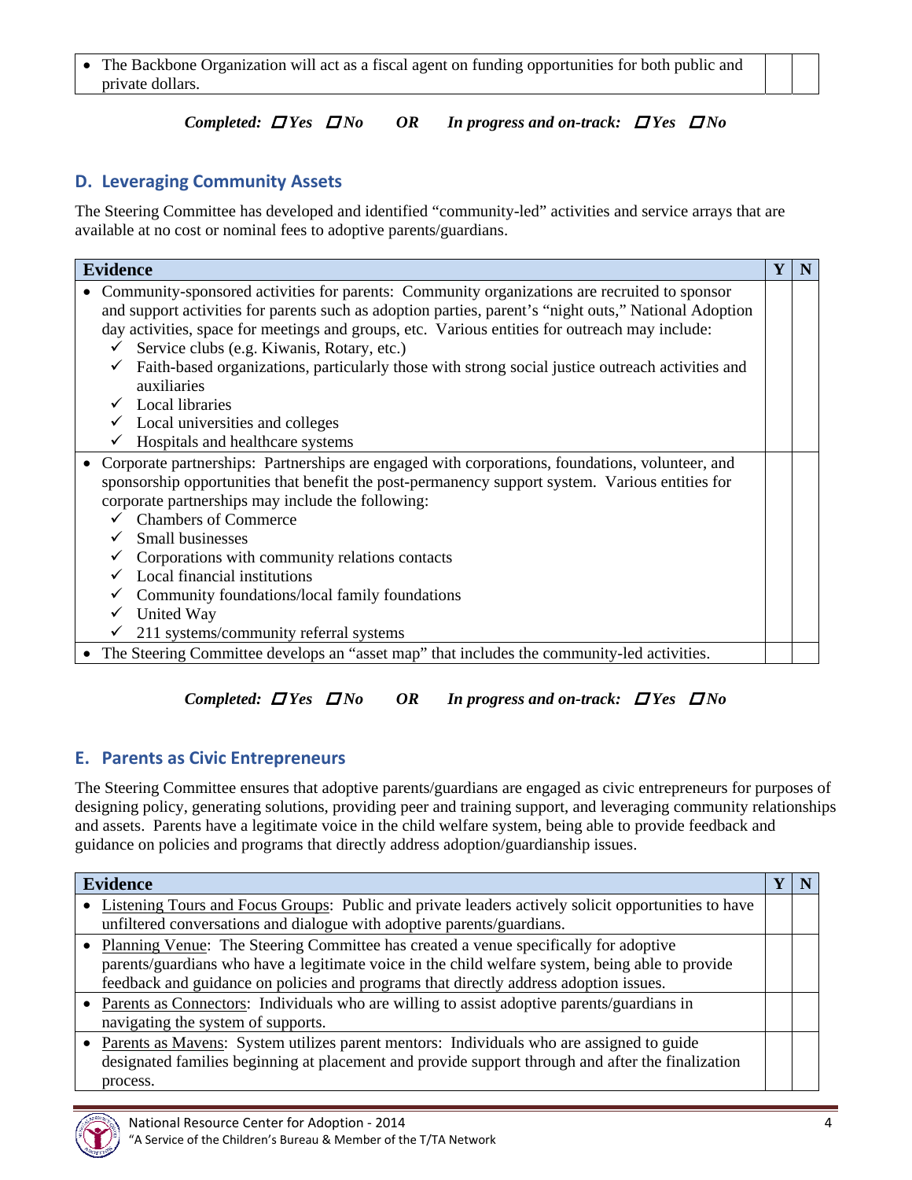| | | |
|---|---|---|
| • The Backbone Organization will act as a fiscal agent on funding opportunities for both public and private dollars. | | |

***Completed:* ☐ *Yes* ☐ *No*  *OR*  *In progress and on-track:* ☐ *Yes* ☐ *No***

## D. Leveraging Community Assets

The Steering Committee has developed and identified "community-led" activities and service arrays that are available at no cost or nominal fees to adoptive parents/guardians.

| Evidence | Y | N |
|---|---|---|
| • Community-sponsored activities for parents: Community organizations are recruited to sponsor and support activities for parents such as adoption parties, parent's "night outs," National Adoption day activities, space for meetings and groups, etc. Various entities for outreach may include:<br>✓ Service clubs (e.g. Kiwanis, Rotary, etc.)<br>✓ Faith-based organizations, particularly those with strong social justice outreach activities and auxiliaries<br>✓ Local libraries<br>✓ Local universities and colleges<br>✓ Hospitals and healthcare systems | | |
| • Corporate partnerships: Partnerships are engaged with corporations, foundations, volunteer, and sponsorship opportunities that benefit the post-permanency support system. Various entities for corporate partnerships may include the following:<br>✓ Chambers of Commerce<br>✓ Small businesses<br>✓ Corporations with community relations contacts<br>✓ Local financial institutions<br>✓ Community foundations/local family foundations<br>✓ United Way<br>✓ 211 systems/community referral systems | | |
| • The Steering Committee develops an "asset map" that includes the community-led activities. | | |

***Completed:* ☐ *Yes* ☐ *No*  *OR*  *In progress and on-track:* ☐ *Yes* ☐ *No***

## E. Parents as Civic Entrepreneurs

The Steering Committee ensures that adoptive parents/guardians are engaged as civic entrepreneurs for purposes of designing policy, generating solutions, providing peer and training support, and leveraging community relationships and assets. Parents have a legitimate voice in the child welfare system, being able to provide feedback and guidance on policies and programs that directly address adoption/guardianship issues.

| Evidence | Y | N |
|---|---|---|
| • Listening Tours and Focus Groups: Public and private leaders actively solicit opportunities to have unfiltered conversations and dialogue with adoptive parents/guardians. | | |
| • Planning Venue: The Steering Committee has created a venue specifically for adoptive parents/guardians who have a legitimate voice in the child welfare system, being able to provide feedback and guidance on policies and programs that directly address adoption issues. | | |
| • Parents as Connectors: Individuals who are willing to assist adoptive parents/guardians in navigating the system of supports. | | |
| • Parents as Mavens: System utilizes parent mentors: Individuals who are assigned to guide designated families beginning at placement and provide support through and after the finalization process. | | |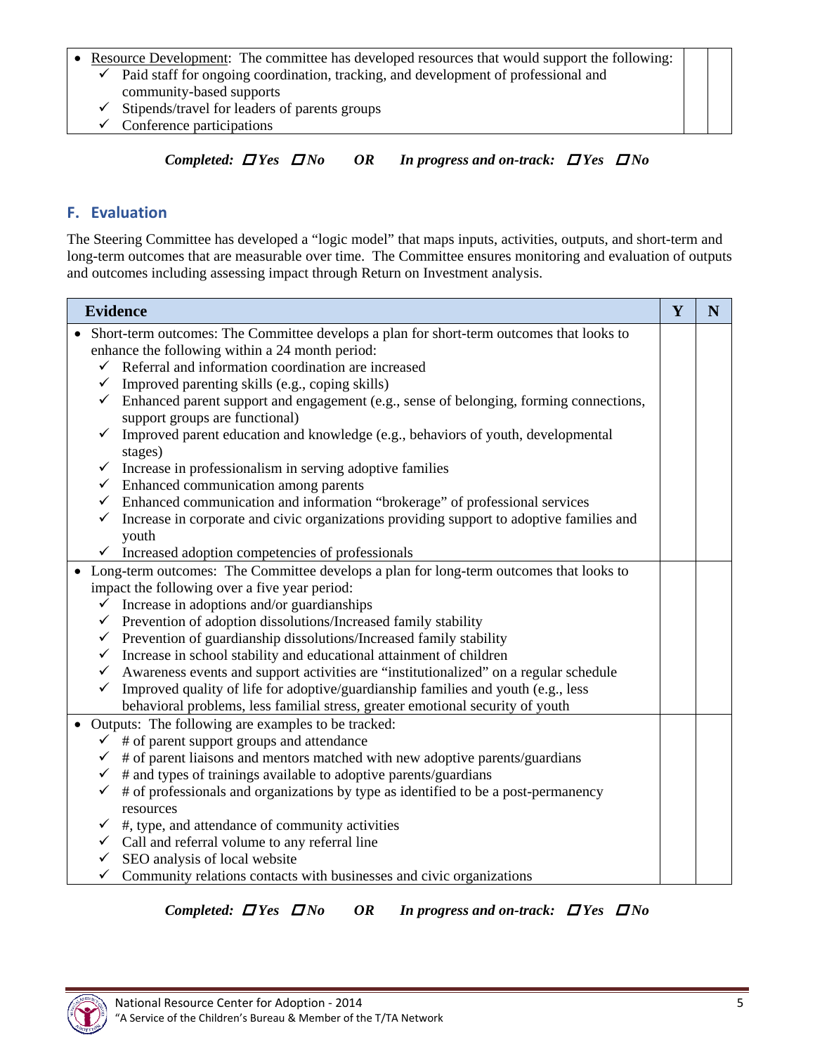| | | |
|---|---|---|
| • Resource Development: The committee has developed resources that would support the following:<br>✓ Paid staff for ongoing coordination, tracking, and development of professional and community-based supports<br>✓ Stipends/travel for leaders of parents groups<br>✓ Conference participations | | |

***Completed: ☐ Yes ☐ No OR In progress and on-track: ☐ Yes ☐ No***

## F. Evaluation

The Steering Committee has developed a "logic model" that maps inputs, activities, outputs, and short-term and long-term outcomes that are measurable over time. The Committee ensures monitoring and evaluation of outputs and outcomes including assessing impact through Return on Investment analysis.

| Evidence | Y | N |
|---|---|---|
| • Short-term outcomes: The Committee develops a plan for short-term outcomes that looks to enhance the following within a 24 month period:<br>✓ Referral and information coordination are increased<br>✓ Improved parenting skills (e.g., coping skills)<br>✓ Enhanced parent support and engagement (e.g., sense of belonging, forming connections, support groups are functional)<br>✓ Improved parent education and knowledge (e.g., behaviors of youth, developmental stages)<br>✓ Increase in professionalism in serving adoptive families<br>✓ Enhanced communication among parents<br>✓ Enhanced communication and information "brokerage" of professional services<br>✓ Increase in corporate and civic organizations providing support to adoptive families and youth<br>✓ Increased adoption competencies of professionals | | |
| • Long-term outcomes: The Committee develops a plan for long-term outcomes that looks to impact the following over a five year period:<br>✓ Increase in adoptions and/or guardianships<br>✓ Prevention of adoption dissolutions/Increased family stability<br>✓ Prevention of guardianship dissolutions/Increased family stability<br>✓ Increase in school stability and educational attainment of children<br>✓ Awareness events and support activities are "institutionalized" on a regular schedule<br>✓ Improved quality of life for adoptive/guardianship families and youth (e.g., less behavioral problems, less familial stress, greater emotional security of youth | | |
| • Outputs: The following are examples to be tracked:<br>✓ # of parent support groups and attendance<br>✓ # of parent liaisons and mentors matched with new adoptive parents/guardians<br>✓ # and types of trainings available to adoptive parents/guardians<br>✓ # of professionals and organizations by type as identified to be a post-permanency resources<br>✓ #, type, and attendance of community activities<br>✓ Call and referral volume to any referral line<br>✓ SEO analysis of local website<br>✓ Community relations contacts with businesses and civic organizations | | |

***Completed: ☐ Yes ☐ No OR In progress and on-track: ☐ Yes ☐ No***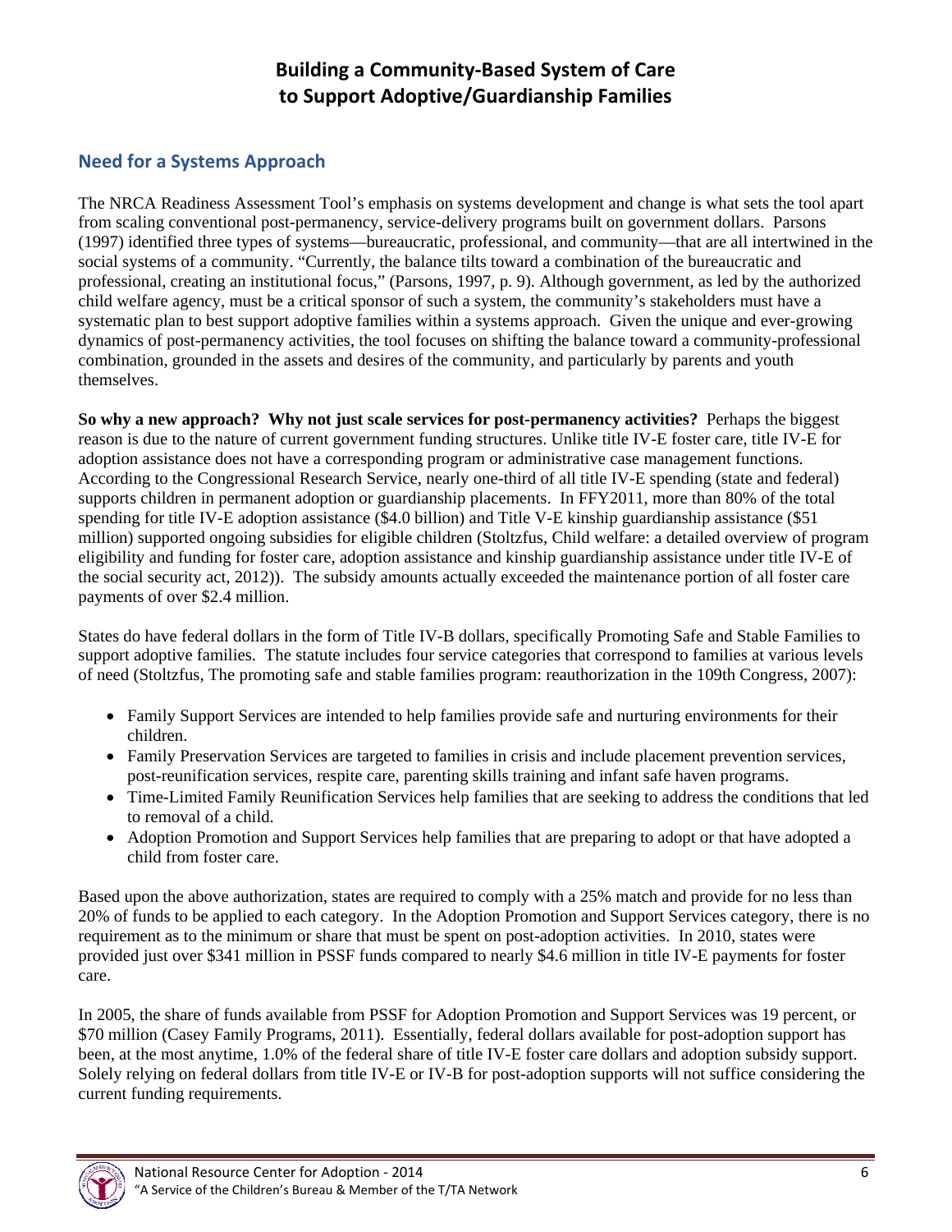# Building a Community-Based System of Care to Support Adoptive/Guardianship Families

## Need for a Systems Approach

The NRCA Readiness Assessment Tool's emphasis on systems development and change is what sets the tool apart from scaling conventional post-permanency, service-delivery programs built on government dollars. Parsons (1997) identified three types of systems—bureaucratic, professional, and community—that are all intertwined in the social systems of a community. "Currently, the balance tilts toward a combination of the bureaucratic and professional, creating an institutional focus," (Parsons, 1997, p. 9). Although government, as led by the authorized child welfare agency, must be a critical sponsor of such a system, the community's stakeholders must have a systematic plan to best support adoptive families within a systems approach. Given the unique and ever-growing dynamics of post-permanency activities, the tool focuses on shifting the balance toward a community-professional combination, grounded in the assets and desires of the community, and particularly by parents and youth themselves.

**So why a new approach? Why not just scale services for post-permanency activities?** Perhaps the biggest reason is due to the nature of current government funding structures. Unlike title IV-E foster care, title IV-E for adoption assistance does not have a corresponding program or administrative case management functions. According to the Congressional Research Service, nearly one-third of all title IV-E spending (state and federal) supports children in permanent adoption or guardianship placements. In FFY2011, more than 80% of the total spending for title IV-E adoption assistance ($4.0 billion) and Title V-E kinship guardianship assistance ($51 million) supported ongoing subsidies for eligible children (Stoltzfus, Child welfare: a detailed overview of program eligibility and funding for foster care, adoption assistance and kinship guardianship assistance under title IV-E of the social security act, 2012)). The subsidy amounts actually exceeded the maintenance portion of all foster care payments of over $2.4 million.

States do have federal dollars in the form of Title IV-B dollars, specifically Promoting Safe and Stable Families to support adoptive families. The statute includes four service categories that correspond to families at various levels of need (Stoltzfus, The promoting safe and stable families program: reauthorization in the 109th Congress, 2007):

- Family Support Services are intended to help families provide safe and nurturing environments for their children.
- Family Preservation Services are targeted to families in crisis and include placement prevention services, post-reunification services, respite care, parenting skills training and infant safe haven programs.
- Time-Limited Family Reunification Services help families that are seeking to address the conditions that led to removal of a child.
- Adoption Promotion and Support Services help families that are preparing to adopt or that have adopted a child from foster care.

Based upon the above authorization, states are required to comply with a 25% match and provide for no less than 20% of funds to be applied to each category. In the Adoption Promotion and Support Services category, there is no requirement as to the minimum or share that must be spent on post-adoption activities. In 2010, states were provided just over $341 million in PSSF funds compared to nearly $4.6 million in title IV-E payments for foster care.

In 2005, the share of funds available from PSSF for Adoption Promotion and Support Services was 19 percent, or $70 million (Casey Family Programs, 2011). Essentially, federal dollars available for post-adoption support has been, at the most anytime, 1.0% of the federal share of title IV-E foster care dollars and adoption subsidy support. Solely relying on federal dollars from title IV-E or IV-B for post-adoption supports will not suffice considering the current funding requirements.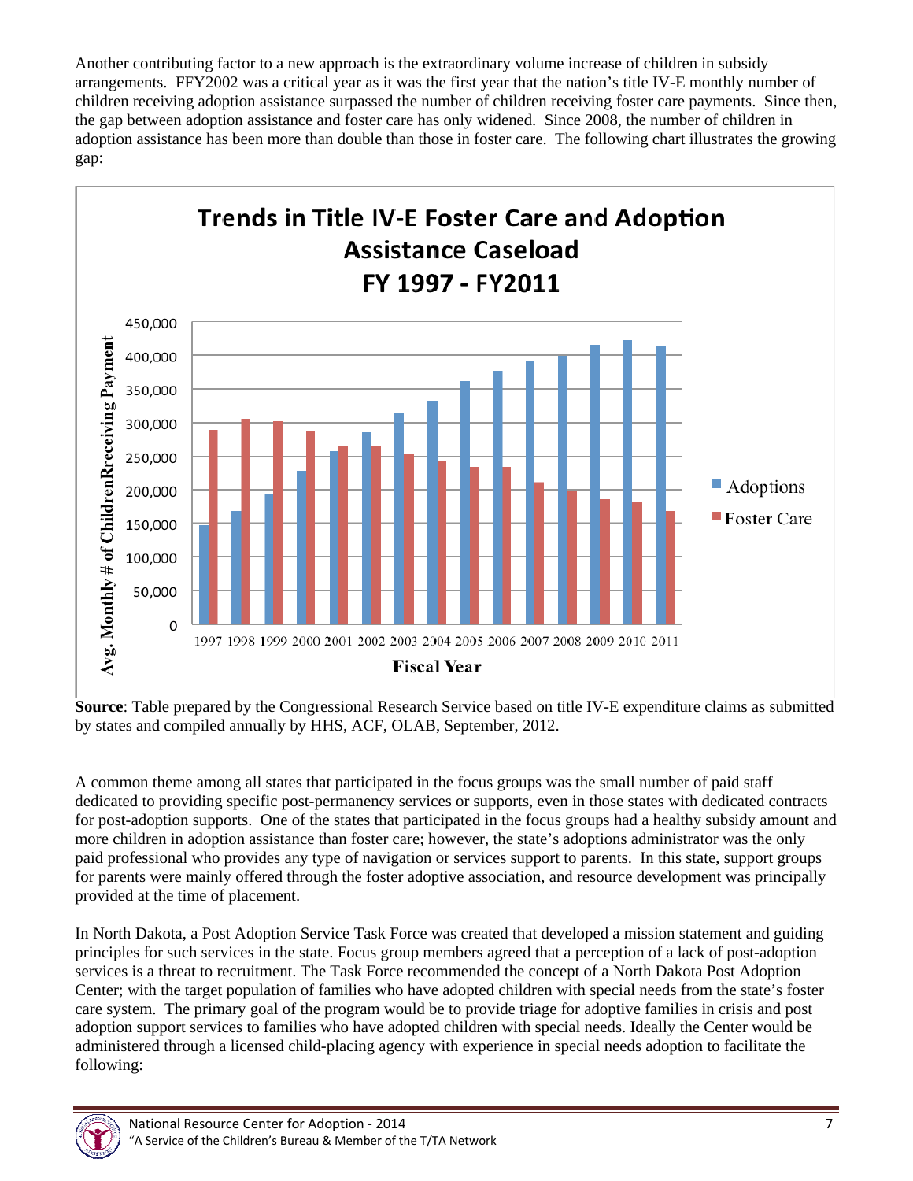Another contributing factor to a new approach is the extraordinary volume increase of children in subsidy arrangements. FFY2002 was a critical year as it was the first year that the nation's title IV-E monthly number of children receiving adoption assistance surpassed the number of children receiving foster care payments. Since then, the gap between adoption assistance and foster care has only widened. Since 2008, the number of children in adoption assistance has been more than double than those in foster care. The following chart illustrates the growing gap:

**Trends in Title IV-E Foster Care and Adoption Assistance Caseload FY 1997 - FY2011**

**Source**: Table prepared by the Congressional Research Service based on title IV-E expenditure claims as submitted by states and compiled annually by HHS, ACF, OLAB, September, 2012.

A common theme among all states that participated in the focus groups was the small number of paid staff dedicated to providing specific post-permanency services or supports, even in those states with dedicated contracts for post-adoption supports. One of the states that participated in the focus groups had a healthy subsidy amount and more children in adoption assistance than foster care; however, the state's adoptions administrator was the only paid professional who provides any type of navigation or services support to parents. In this state, support groups for parents were mainly offered through the foster adoptive association, and resource development was principally provided at the time of placement.

In North Dakota, a Post Adoption Service Task Force was created that developed a mission statement and guiding principles for such services in the state. Focus group members agreed that a perception of a lack of post-adoption services is a threat to recruitment. The Task Force recommended the concept of a North Dakota Post Adoption Center; with the target population of families who have adopted children with special needs from the state's foster care system. The primary goal of the program would be to provide triage for adoptive families in crisis and post adoption support services to families who have adopted children with special needs. Ideally the Center would be administered through a licensed child-placing agency with experience in special needs adoption to facilitate the following: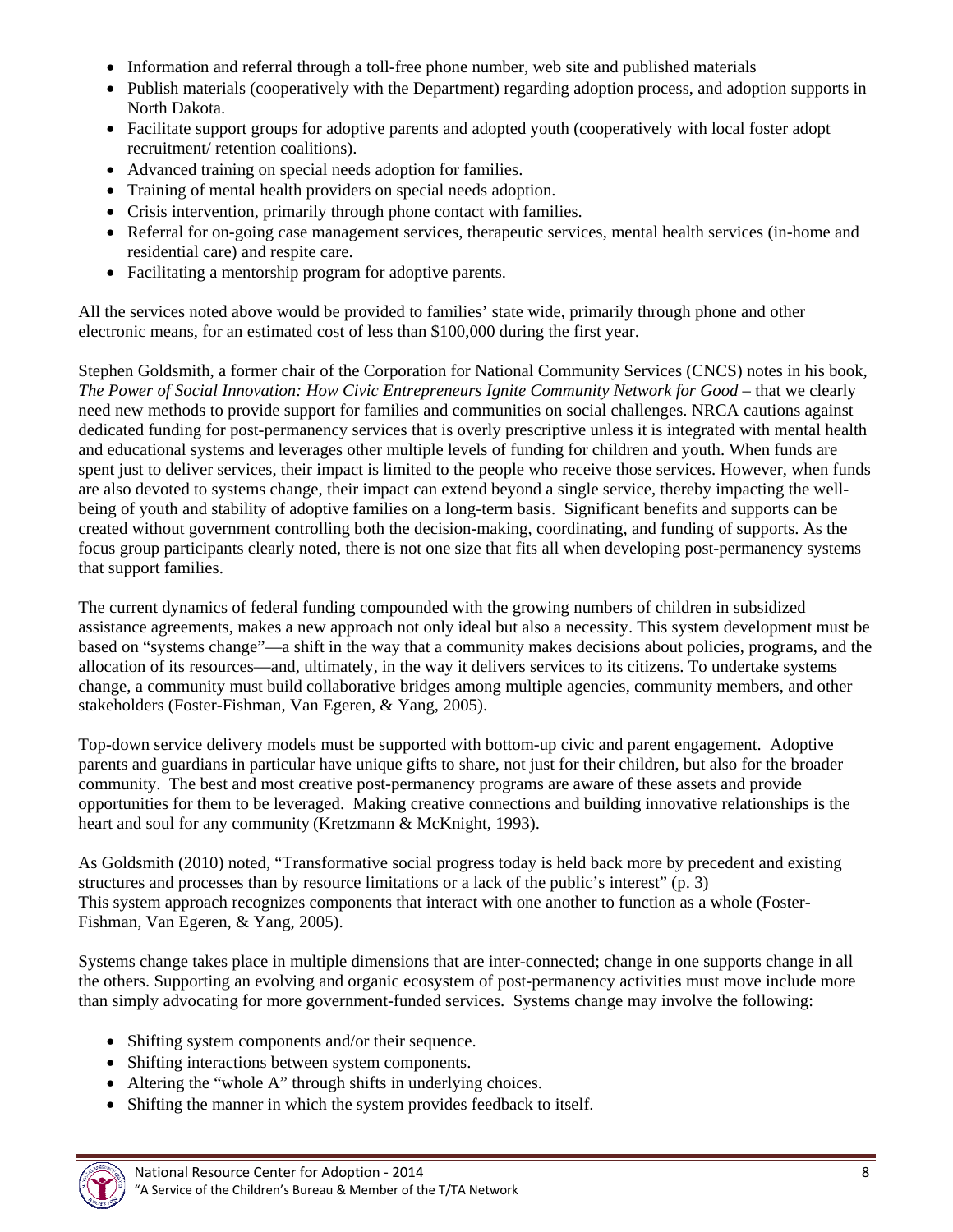- Information and referral through a toll-free phone number, web site and published materials
- Publish materials (cooperatively with the Department) regarding adoption process, and adoption supports in North Dakota.
- Facilitate support groups for adoptive parents and adopted youth (cooperatively with local foster adopt recruitment/ retention coalitions).
- Advanced training on special needs adoption for families.
- Training of mental health providers on special needs adoption.
- Crisis intervention, primarily through phone contact with families.
- Referral for on-going case management services, therapeutic services, mental health services (in-home and residential care) and respite care.
- Facilitating a mentorship program for adoptive parents.

All the services noted above would be provided to families' state wide, primarily through phone and other electronic means, for an estimated cost of less than $100,000 during the first year.

Stephen Goldsmith, a former chair of the Corporation for National Community Services (CNCS) notes in his book, *The Power of Social Innovation: How Civic Entrepreneurs Ignite Community Network for Good* – that we clearly need new methods to provide support for families and communities on social challenges. NRCA cautions against dedicated funding for post-permanency services that is overly prescriptive unless it is integrated with mental health and educational systems and leverages other multiple levels of funding for children and youth. When funds are spent just to deliver services, their impact is limited to the people who receive those services. However, when funds are also devoted to systems change, their impact can extend beyond a single service, thereby impacting the well-being of youth and stability of adoptive families on a long-term basis. Significant benefits and supports can be created without government controlling both the decision-making, coordinating, and funding of supports. As the focus group participants clearly noted, there is not one size that fits all when developing post-permanency systems that support families.

The current dynamics of federal funding compounded with the growing numbers of children in subsidized assistance agreements, makes a new approach not only ideal but also a necessity. This system development must be based on "systems change"—a shift in the way that a community makes decisions about policies, programs, and the allocation of its resources—and, ultimately, in the way it delivers services to its citizens. To undertake systems change, a community must build collaborative bridges among multiple agencies, community members, and other stakeholders (Foster-Fishman, Van Egeren, & Yang, 2005).

Top-down service delivery models must be supported with bottom-up civic and parent engagement. Adoptive parents and guardians in particular have unique gifts to share, not just for their children, but also for the broader community. The best and most creative post-permanency programs are aware of these assets and provide opportunities for them to be leveraged. Making creative connections and building innovative relationships is the heart and soul for any community (Kretzmann & McKnight, 1993).

As Goldsmith (2010) noted, "Transformative social progress today is held back more by precedent and existing structures and processes than by resource limitations or a lack of the public's interest" (p. 3)
This system approach recognizes components that interact with one another to function as a whole (Foster-Fishman, Van Egeren, & Yang, 2005).

Systems change takes place in multiple dimensions that are inter-connected; change in one supports change in all the others. Supporting an evolving and organic ecosystem of post-permanency activities must move include more than simply advocating for more government-funded services. Systems change may involve the following:

- Shifting system components and/or their sequence.
- Shifting interactions between system components.
- Altering the "whole A" through shifts in underlying choices.
- Shifting the manner in which the system provides feedback to itself.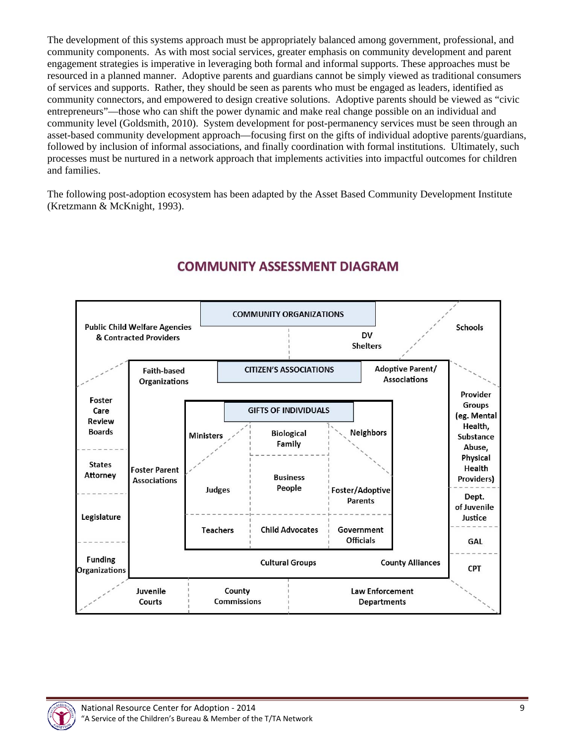The development of this systems approach must be appropriately balanced among government, professional, and community components. As with most social services, greater emphasis on community development and parent engagement strategies is imperative in leveraging both formal and informal supports. These approaches must be resourced in a planned manner. Adoptive parents and guardians cannot be simply viewed as traditional consumers of services and supports. Rather, they should be seen as parents who must be engaged as leaders, identified as community connectors, and empowered to design creative solutions. Adoptive parents should be viewed as "civic entrepreneurs"—those who can shift the power dynamic and make real change possible on an individual and community level (Goldsmith, 2010). System development for post-permanency services must be seen through an asset-based community development approach—focusing first on the gifts of individual adoptive parents/guardians, followed by inclusion of informal associations, and finally coordination with formal institutions. Ultimately, such processes must be nurtured in a network approach that implements activities into impactful outcomes for children and families.

The following post-adoption ecosystem has been adapted by the Asset Based Community Development Institute (Kretzmann & McKnight, 1993).

## COMMUNITY ASSESSMENT DIAGRAM

**COMMUNITY ORGANIZATIONS**

- Public Child Welfare Agencies & Contracted Providers
- DV Shelters
- Schools
- Foster Care Review Boards
- States Attorney
- Legislature
- Funding Organizations
- Provider Groups (eg. Mental Health, Substance Abuse, Physical Health Providers)
- Dept. of Juvenile Justice
- GAL
- CPT
- Juvenile Courts
- County Commissions
- Law Enforcement Departments

**CITIZEN'S ASSOCIATIONS**

- Faith-based Organizations
- Adoptive Parent/ Associations
- Foster Parent Associations
- Cultural Groups
- County Alliances

**GIFTS OF INDIVIDUALS**

- Ministers
- Biological Family
- Neighbors
- Judges
- Business People
- Foster/Adoptive Parents
- Teachers
- Child Advocates
- Government Officials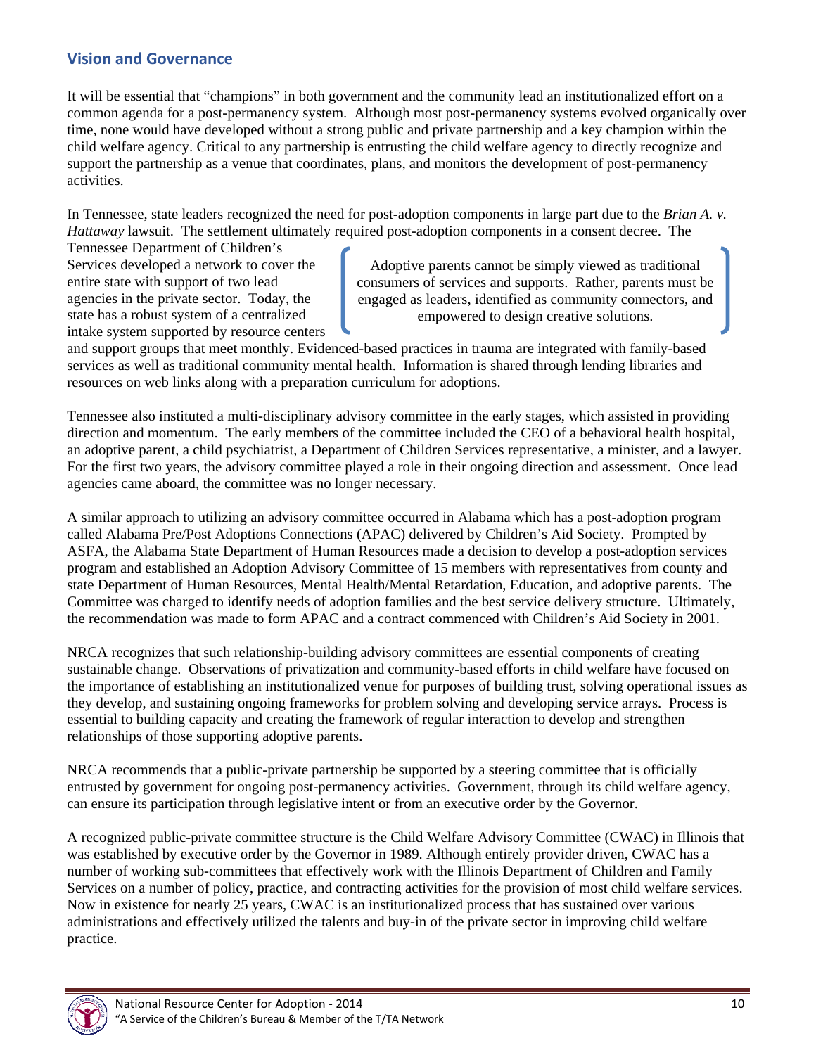## Vision and Governance

It will be essential that "champions" in both government and the community lead an institutionalized effort on a common agenda for a post-permanency system. Although most post-permanency systems evolved organically over time, none would have developed without a strong public and private partnership and a key champion within the child welfare agency. Critical to any partnership is entrusting the child welfare agency to directly recognize and support the partnership as a venue that coordinates, plans, and monitors the development of post-permanency activities.

In Tennessee, state leaders recognized the need for post-adoption components in large part due to the *Brian A. v. Hattaway* lawsuit. The settlement ultimately required post-adoption components in a consent decree. The Tennessee Department of Children's Services developed a network to cover the entire state with support of two lead agencies in the private sector. Today, the state has a robust system of a centralized intake system supported by resource centers and support groups that meet monthly. Evidenced-based practices in trauma are integrated with family-based services as well as traditional community mental health. Information is shared through lending libraries and resources on web links along with a preparation curriculum for adoptions.

> Adoptive parents cannot be simply viewed as traditional consumers of services and supports. Rather, parents must be engaged as leaders, identified as community connectors, and empowered to design creative solutions.

Tennessee also instituted a multi-disciplinary advisory committee in the early stages, which assisted in providing direction and momentum. The early members of the committee included the CEO of a behavioral health hospital, an adoptive parent, a child psychiatrist, a Department of Children Services representative, a minister, and a lawyer. For the first two years, the advisory committee played a role in their ongoing direction and assessment. Once lead agencies came aboard, the committee was no longer necessary.

A similar approach to utilizing an advisory committee occurred in Alabama which has a post-adoption program called Alabama Pre/Post Adoptions Connections (APAC) delivered by Children's Aid Society. Prompted by ASFA, the Alabama State Department of Human Resources made a decision to develop a post-adoption services program and established an Adoption Advisory Committee of 15 members with representatives from county and state Department of Human Resources, Mental Health/Mental Retardation, Education, and adoptive parents. The Committee was charged to identify needs of adoption families and the best service delivery structure. Ultimately, the recommendation was made to form APAC and a contract commenced with Children's Aid Society in 2001.

NRCA recognizes that such relationship-building advisory committees are essential components of creating sustainable change. Observations of privatization and community-based efforts in child welfare have focused on the importance of establishing an institutionalized venue for purposes of building trust, solving operational issues as they develop, and sustaining ongoing frameworks for problem solving and developing service arrays. Process is essential to building capacity and creating the framework of regular interaction to develop and strengthen relationships of those supporting adoptive parents.

NRCA recommends that a public-private partnership be supported by a steering committee that is officially entrusted by government for ongoing post-permanency activities. Government, through its child welfare agency, can ensure its participation through legislative intent or from an executive order by the Governor.

A recognized public-private committee structure is the Child Welfare Advisory Committee (CWAC) in Illinois that was established by executive order by the Governor in 1989. Although entirely provider driven, CWAC has a number of working sub-committees that effectively work with the Illinois Department of Children and Family Services on a number of policy, practice, and contracting activities for the provision of most child welfare services. Now in existence for nearly 25 years, CWAC is an institutionalized process that has sustained over various administrations and effectively utilized the talents and buy-in of the private sector in improving child welfare practice.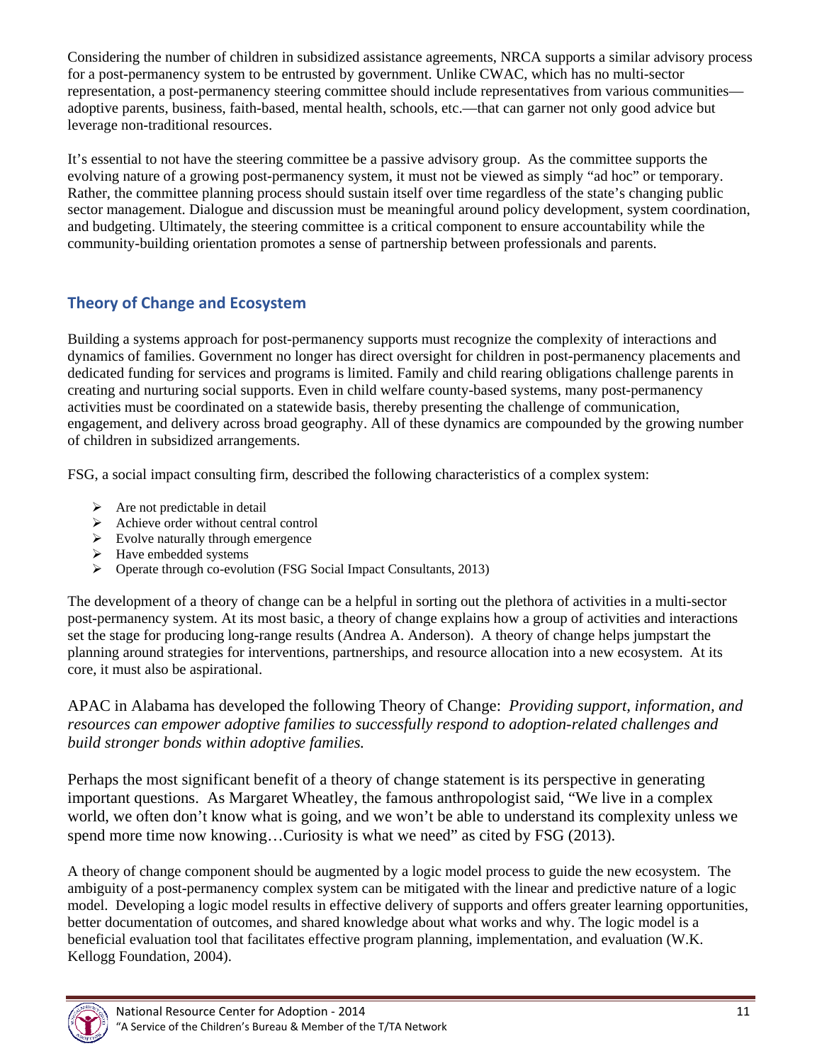Considering the number of children in subsidized assistance agreements, NRCA supports a similar advisory process for a post-permanency system to be entrusted by government. Unlike CWAC, which has no multi-sector representation, a post-permanency steering committee should include representatives from various communities—adoptive parents, business, faith-based, mental health, schools, etc.—that can garner not only good advice but leverage non-traditional resources.

It's essential to not have the steering committee be a passive advisory group. As the committee supports the evolving nature of a growing post-permanency system, it must not be viewed as simply "ad hoc" or temporary. Rather, the committee planning process should sustain itself over time regardless of the state's changing public sector management. Dialogue and discussion must be meaningful around policy development, system coordination, and budgeting. Ultimately, the steering committee is a critical component to ensure accountability while the community-building orientation promotes a sense of partnership between professionals and parents.

## Theory of Change and Ecosystem

Building a systems approach for post-permanency supports must recognize the complexity of interactions and dynamics of families. Government no longer has direct oversight for children in post-permanency placements and dedicated funding for services and programs is limited. Family and child rearing obligations challenge parents in creating and nurturing social supports. Even in child welfare county-based systems, many post-permanency activities must be coordinated on a statewide basis, thereby presenting the challenge of communication, engagement, and delivery across broad geography. All of these dynamics are compounded by the growing number of children in subsidized arrangements.

FSG, a social impact consulting firm, described the following characteristics of a complex system:

- Are not predictable in detail
- Achieve order without central control
- Evolve naturally through emergence
- Have embedded systems
- Operate through co-evolution (FSG Social Impact Consultants, 2013)

The development of a theory of change can be a helpful in sorting out the plethora of activities in a multi-sector post-permanency system. At its most basic, a theory of change explains how a group of activities and interactions set the stage for producing long-range results (Andrea A. Anderson). A theory of change helps jumpstart the planning around strategies for interventions, partnerships, and resource allocation into a new ecosystem. At its core, it must also be aspirational.

APAC in Alabama has developed the following Theory of Change: *Providing support, information, and resources can empower adoptive families to successfully respond to adoption-related challenges and build stronger bonds within adoptive families.*

Perhaps the most significant benefit of a theory of change statement is its perspective in generating important questions. As Margaret Wheatley, the famous anthropologist said, "We live in a complex world, we often don't know what is going, and we won't be able to understand its complexity unless we spend more time now knowing…Curiosity is what we need" as cited by FSG (2013).

A theory of change component should be augmented by a logic model process to guide the new ecosystem. The ambiguity of a post-permanency complex system can be mitigated with the linear and predictive nature of a logic model. Developing a logic model results in effective delivery of supports and offers greater learning opportunities, better documentation of outcomes, and shared knowledge about what works and why. The logic model is a beneficial evaluation tool that facilitates effective program planning, implementation, and evaluation (W.K. Kellogg Foundation, 2004).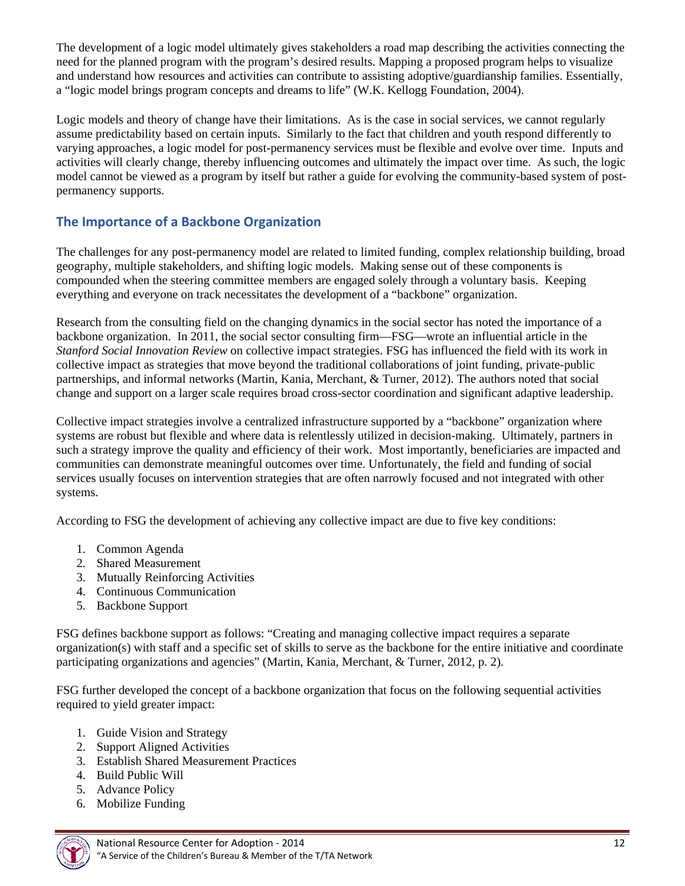The development of a logic model ultimately gives stakeholders a road map describing the activities connecting the need for the planned program with the program's desired results. Mapping a proposed program helps to visualize and understand how resources and activities can contribute to assisting adoptive/guardianship families. Essentially, a "logic model brings program concepts and dreams to life" (W.K. Kellogg Foundation, 2004).

Logic models and theory of change have their limitations. As is the case in social services, we cannot regularly assume predictability based on certain inputs. Similarly to the fact that children and youth respond differently to varying approaches, a logic model for post-permanency services must be flexible and evolve over time. Inputs and activities will clearly change, thereby influencing outcomes and ultimately the impact over time. As such, the logic model cannot be viewed as a program by itself but rather a guide for evolving the community-based system of post-permanency supports.

## The Importance of a Backbone Organization

The challenges for any post-permanency model are related to limited funding, complex relationship building, broad geography, multiple stakeholders, and shifting logic models. Making sense out of these components is compounded when the steering committee members are engaged solely through a voluntary basis. Keeping everything and everyone on track necessitates the development of a "backbone" organization.

Research from the consulting field on the changing dynamics in the social sector has noted the importance of a backbone organization. In 2011, the social sector consulting firm—FSG—wrote an influential article in the *Stanford Social Innovation Review* on collective impact strategies. FSG has influenced the field with its work in collective impact as strategies that move beyond the traditional collaborations of joint funding, private-public partnerships, and informal networks (Martin, Kania, Merchant, & Turner, 2012). The authors noted that social change and support on a larger scale requires broad cross-sector coordination and significant adaptive leadership.

Collective impact strategies involve a centralized infrastructure supported by a "backbone" organization where systems are robust but flexible and where data is relentlessly utilized in decision-making. Ultimately, partners in such a strategy improve the quality and efficiency of their work. Most importantly, beneficiaries are impacted and communities can demonstrate meaningful outcomes over time. Unfortunately, the field and funding of social services usually focuses on intervention strategies that are often narrowly focused and not integrated with other systems.

According to FSG the development of achieving any collective impact are due to five key conditions:

1. Common Agenda
2. Shared Measurement
3. Mutually Reinforcing Activities
4. Continuous Communication
5. Backbone Support

FSG defines backbone support as follows: "Creating and managing collective impact requires a separate organization(s) with staff and a specific set of skills to serve as the backbone for the entire initiative and coordinate participating organizations and agencies" (Martin, Kania, Merchant, & Turner, 2012, p. 2).

FSG further developed the concept of a backbone organization that focus on the following sequential activities required to yield greater impact:

1. Guide Vision and Strategy
2. Support Aligned Activities
3. Establish Shared Measurement Practices
4. Build Public Will
5. Advance Policy
6. Mobilize Funding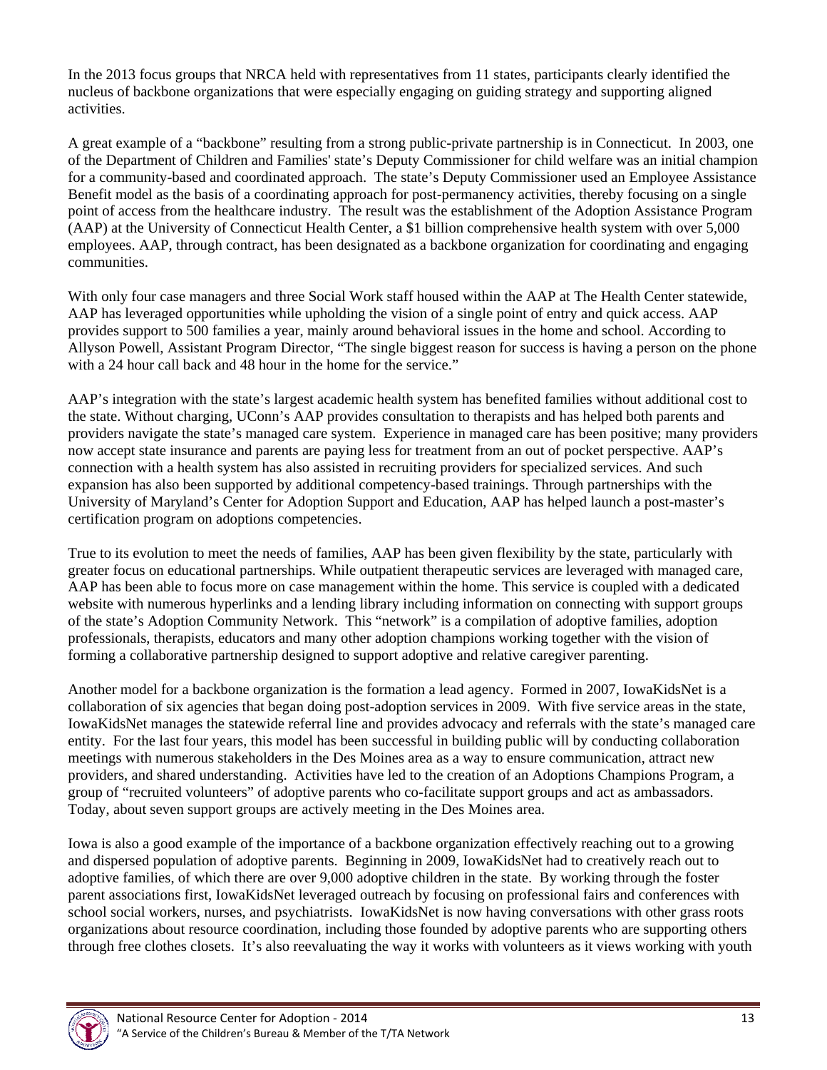In the 2013 focus groups that NRCA held with representatives from 11 states, participants clearly identified the nucleus of backbone organizations that were especially engaging on guiding strategy and supporting aligned activities.

A great example of a "backbone" resulting from a strong public-private partnership is in Connecticut. In 2003, one of the Department of Children and Families' state's Deputy Commissioner for child welfare was an initial champion for a community-based and coordinated approach. The state's Deputy Commissioner used an Employee Assistance Benefit model as the basis of a coordinating approach for post-permanency activities, thereby focusing on a single point of access from the healthcare industry. The result was the establishment of the Adoption Assistance Program (AAP) at the University of Connecticut Health Center, a $1 billion comprehensive health system with over 5,000 employees. AAP, through contract, has been designated as a backbone organization for coordinating and engaging communities.

With only four case managers and three Social Work staff housed within the AAP at The Health Center statewide, AAP has leveraged opportunities while upholding the vision of a single point of entry and quick access. AAP provides support to 500 families a year, mainly around behavioral issues in the home and school. According to Allyson Powell, Assistant Program Director, "The single biggest reason for success is having a person on the phone with a 24 hour call back and 48 hour in the home for the service."

AAP's integration with the state's largest academic health system has benefited families without additional cost to the state. Without charging, UConn's AAP provides consultation to therapists and has helped both parents and providers navigate the state's managed care system. Experience in managed care has been positive; many providers now accept state insurance and parents are paying less for treatment from an out of pocket perspective. AAP's connection with a health system has also assisted in recruiting providers for specialized services. And such expansion has also been supported by additional competency-based trainings. Through partnerships with the University of Maryland's Center for Adoption Support and Education, AAP has helped launch a post-master's certification program on adoptions competencies.

True to its evolution to meet the needs of families, AAP has been given flexibility by the state, particularly with greater focus on educational partnerships. While outpatient therapeutic services are leveraged with managed care, AAP has been able to focus more on case management within the home. This service is coupled with a dedicated website with numerous hyperlinks and a lending library including information on connecting with support groups of the state's Adoption Community Network. This "network" is a compilation of adoptive families, adoption professionals, therapists, educators and many other adoption champions working together with the vision of forming a collaborative partnership designed to support adoptive and relative caregiver parenting.

Another model for a backbone organization is the formation a lead agency. Formed in 2007, IowaKidsNet is a collaboration of six agencies that began doing post-adoption services in 2009. With five service areas in the state, IowaKidsNet manages the statewide referral line and provides advocacy and referrals with the state's managed care entity. For the last four years, this model has been successful in building public will by conducting collaboration meetings with numerous stakeholders in the Des Moines area as a way to ensure communication, attract new providers, and shared understanding. Activities have led to the creation of an Adoptions Champions Program, a group of "recruited volunteers" of adoptive parents who co-facilitate support groups and act as ambassadors. Today, about seven support groups are actively meeting in the Des Moines area.

Iowa is also a good example of the importance of a backbone organization effectively reaching out to a growing and dispersed population of adoptive parents. Beginning in 2009, IowaKidsNet had to creatively reach out to adoptive families, of which there are over 9,000 adoptive children in the state. By working through the foster parent associations first, IowaKidsNet leveraged outreach by focusing on professional fairs and conferences with school social workers, nurses, and psychiatrists. IowaKidsNet is now having conversations with other grass roots organizations about resource coordination, including those founded by adoptive parents who are supporting others through free clothes closets. It's also reevaluating the way it works with volunteers as it views working with youth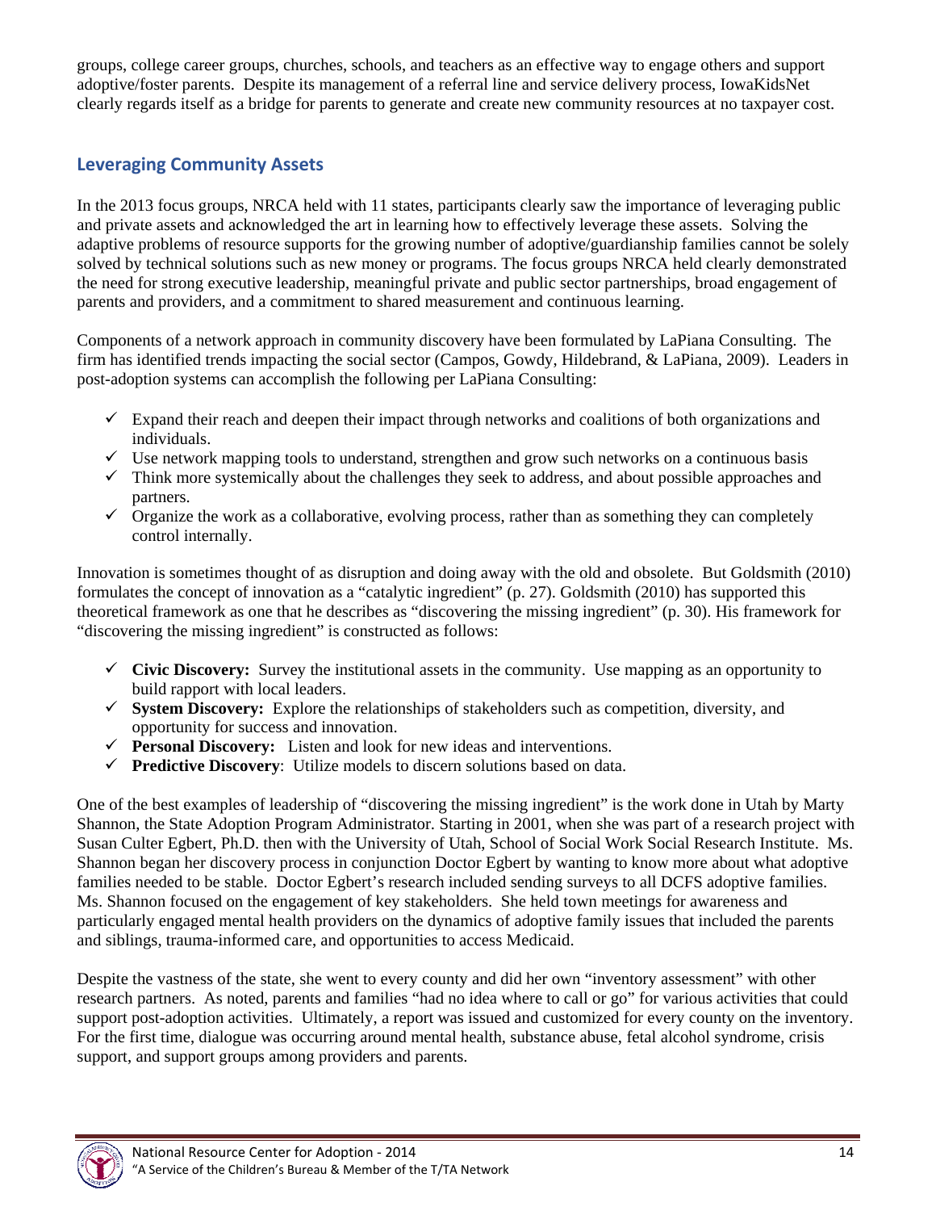groups, college career groups, churches, schools, and teachers as an effective way to engage others and support adoptive/foster parents. Despite its management of a referral line and service delivery process, IowaKidsNet clearly regards itself as a bridge for parents to generate and create new community resources at no taxpayer cost.

## Leveraging Community Assets

In the 2013 focus groups, NRCA held with 11 states, participants clearly saw the importance of leveraging public and private assets and acknowledged the art in learning how to effectively leverage these assets. Solving the adaptive problems of resource supports for the growing number of adoptive/guardianship families cannot be solely solved by technical solutions such as new money or programs. The focus groups NRCA held clearly demonstrated the need for strong executive leadership, meaningful private and public sector partnerships, broad engagement of parents and providers, and a commitment to shared measurement and continuous learning.

Components of a network approach in community discovery have been formulated by LaPiana Consulting. The firm has identified trends impacting the social sector (Campos, Gowdy, Hildebrand, & LaPiana, 2009). Leaders in post-adoption systems can accomplish the following per LaPiana Consulting:

- ✓ Expand their reach and deepen their impact through networks and coalitions of both organizations and individuals.
- ✓ Use network mapping tools to understand, strengthen and grow such networks on a continuous basis
- ✓ Think more systemically about the challenges they seek to address, and about possible approaches and partners.
- ✓ Organize the work as a collaborative, evolving process, rather than as something they can completely control internally.

Innovation is sometimes thought of as disruption and doing away with the old and obsolete. But Goldsmith (2010) formulates the concept of innovation as a "catalytic ingredient" (p. 27). Goldsmith (2010) has supported this theoretical framework as one that he describes as "discovering the missing ingredient" (p. 30). His framework for "discovering the missing ingredient" is constructed as follows:

- ✓ **Civic Discovery:** Survey the institutional assets in the community. Use mapping as an opportunity to build rapport with local leaders.
- ✓ **System Discovery:** Explore the relationships of stakeholders such as competition, diversity, and opportunity for success and innovation.
- ✓ **Personal Discovery:** Listen and look for new ideas and interventions.
- ✓ **Predictive Discovery**: Utilize models to discern solutions based on data.

One of the best examples of leadership of "discovering the missing ingredient" is the work done in Utah by Marty Shannon, the State Adoption Program Administrator. Starting in 2001, when she was part of a research project with Susan Culter Egbert, Ph.D. then with the University of Utah, School of Social Work Social Research Institute. Ms. Shannon began her discovery process in conjunction Doctor Egbert by wanting to know more about what adoptive families needed to be stable. Doctor Egbert's research included sending surveys to all DCFS adoptive families. Ms. Shannon focused on the engagement of key stakeholders. She held town meetings for awareness and particularly engaged mental health providers on the dynamics of adoptive family issues that included the parents and siblings, trauma-informed care, and opportunities to access Medicaid.

Despite the vastness of the state, she went to every county and did her own "inventory assessment" with other research partners. As noted, parents and families "had no idea where to call or go" for various activities that could support post-adoption activities. Ultimately, a report was issued and customized for every county on the inventory. For the first time, dialogue was occurring around mental health, substance abuse, fetal alcohol syndrome, crisis support, and support groups among providers and parents.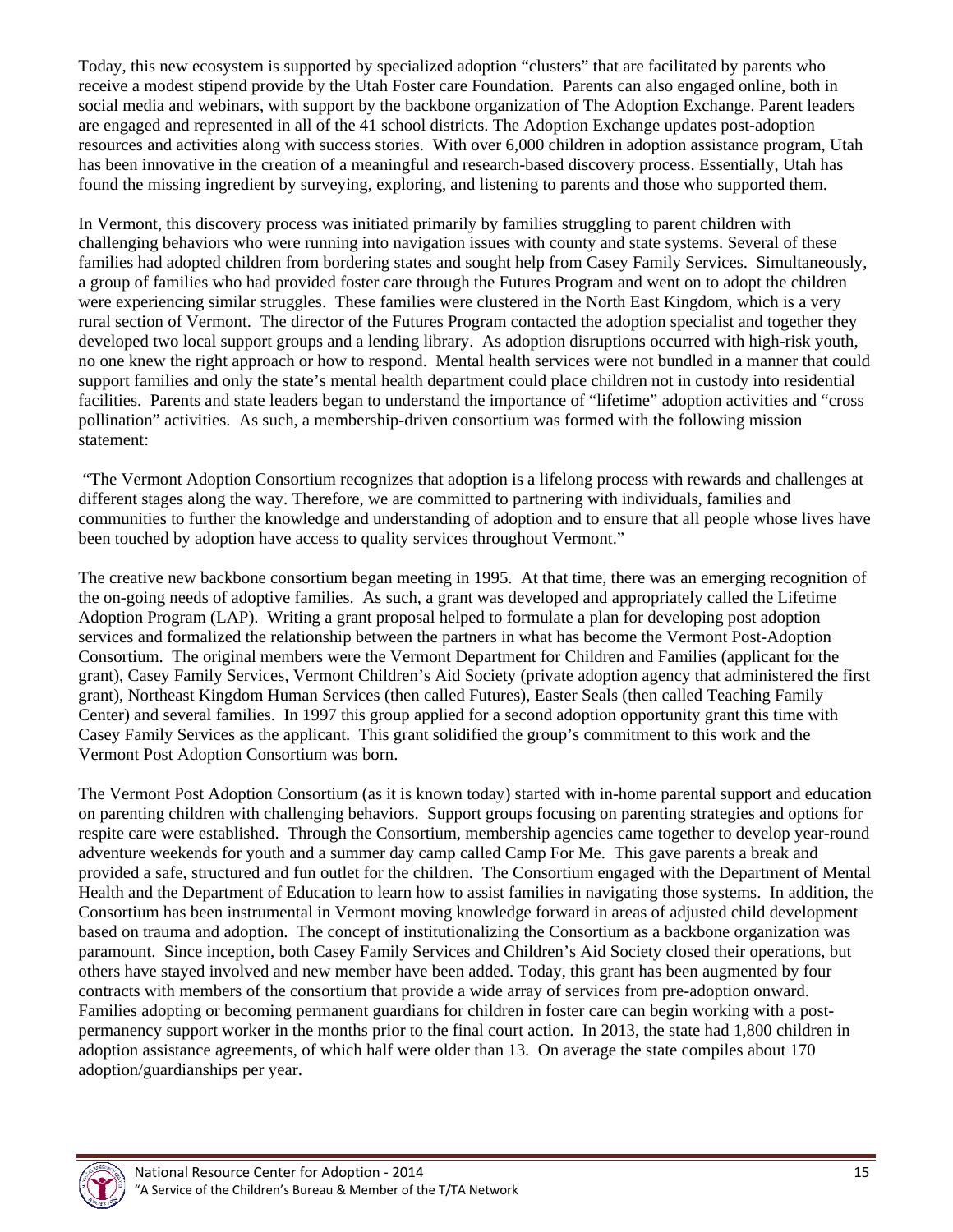Today, this new ecosystem is supported by specialized adoption "clusters" that are facilitated by parents who receive a modest stipend provide by the Utah Foster care Foundation. Parents can also engaged online, both in social media and webinars, with support by the backbone organization of The Adoption Exchange. Parent leaders are engaged and represented in all of the 41 school districts. The Adoption Exchange updates post-adoption resources and activities along with success stories. With over 6,000 children in adoption assistance program, Utah has been innovative in the creation of a meaningful and research-based discovery process. Essentially, Utah has found the missing ingredient by surveying, exploring, and listening to parents and those who supported them.

In Vermont, this discovery process was initiated primarily by families struggling to parent children with challenging behaviors who were running into navigation issues with county and state systems. Several of these families had adopted children from bordering states and sought help from Casey Family Services. Simultaneously, a group of families who had provided foster care through the Futures Program and went on to adopt the children were experiencing similar struggles. These families were clustered in the North East Kingdom, which is a very rural section of Vermont. The director of the Futures Program contacted the adoption specialist and together they developed two local support groups and a lending library. As adoption disruptions occurred with high-risk youth, no one knew the right approach or how to respond. Mental health services were not bundled in a manner that could support families and only the state's mental health department could place children not in custody into residential facilities. Parents and state leaders began to understand the importance of "lifetime" adoption activities and "cross pollination" activities. As such, a membership-driven consortium was formed with the following mission statement:

"The Vermont Adoption Consortium recognizes that adoption is a lifelong process with rewards and challenges at different stages along the way. Therefore, we are committed to partnering with individuals, families and communities to further the knowledge and understanding of adoption and to ensure that all people whose lives have been touched by adoption have access to quality services throughout Vermont."

The creative new backbone consortium began meeting in 1995. At that time, there was an emerging recognition of the on-going needs of adoptive families. As such, a grant was developed and appropriately called the Lifetime Adoption Program (LAP). Writing a grant proposal helped to formulate a plan for developing post adoption services and formalized the relationship between the partners in what has become the Vermont Post-Adoption Consortium. The original members were the Vermont Department for Children and Families (applicant for the grant), Casey Family Services, Vermont Children's Aid Society (private adoption agency that administered the first grant), Northeast Kingdom Human Services (then called Futures), Easter Seals (then called Teaching Family Center) and several families. In 1997 this group applied for a second adoption opportunity grant this time with Casey Family Services as the applicant. This grant solidified the group's commitment to this work and the Vermont Post Adoption Consortium was born.

The Vermont Post Adoption Consortium (as it is known today) started with in-home parental support and education on parenting children with challenging behaviors. Support groups focusing on parenting strategies and options for respite care were established. Through the Consortium, membership agencies came together to develop year-round adventure weekends for youth and a summer day camp called Camp For Me. This gave parents a break and provided a safe, structured and fun outlet for the children. The Consortium engaged with the Department of Mental Health and the Department of Education to learn how to assist families in navigating those systems. In addition, the Consortium has been instrumental in Vermont moving knowledge forward in areas of adjusted child development based on trauma and adoption. The concept of institutionalizing the Consortium as a backbone organization was paramount. Since inception, both Casey Family Services and Children's Aid Society closed their operations, but others have stayed involved and new member have been added. Today, this grant has been augmented by four contracts with members of the consortium that provide a wide array of services from pre-adoption onward. Families adopting or becoming permanent guardians for children in foster care can begin working with a post-permanency support worker in the months prior to the final court action. In 2013, the state had 1,800 children in adoption assistance agreements, of which half were older than 13. On average the state compiles about 170 adoption/guardianships per year.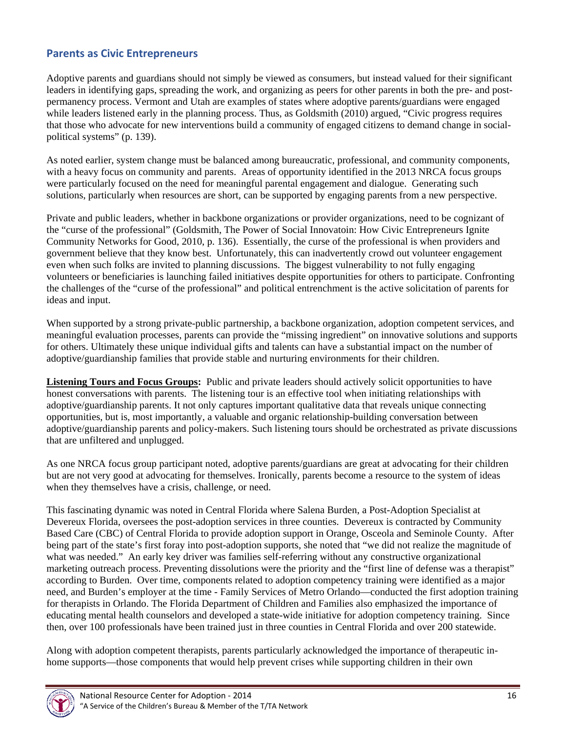## Parents as Civic Entrepreneurs

Adoptive parents and guardians should not simply be viewed as consumers, but instead valued for their significant leaders in identifying gaps, spreading the work, and organizing as peers for other parents in both the pre- and post-permanency process. Vermont and Utah are examples of states where adoptive parents/guardians were engaged while leaders listened early in the planning process. Thus, as Goldsmith (2010) argued, "Civic progress requires that those who advocate for new interventions build a community of engaged citizens to demand change in social-political systems" (p. 139).

As noted earlier, system change must be balanced among bureaucratic, professional, and community components, with a heavy focus on community and parents. Areas of opportunity identified in the 2013 NRCA focus groups were particularly focused on the need for meaningful parental engagement and dialogue. Generating such solutions, particularly when resources are short, can be supported by engaging parents from a new perspective.

Private and public leaders, whether in backbone organizations or provider organizations, need to be cognizant of the "curse of the professional" (Goldsmith, The Power of Social Innovatoin: How Civic Entrepreneurs Ignite Community Networks for Good, 2010, p. 136). Essentially, the curse of the professional is when providers and government believe that they know best. Unfortunately, this can inadvertently crowd out volunteer engagement even when such folks are invited to planning discussions. The biggest vulnerability to not fully engaging volunteers or beneficiaries is launching failed initiatives despite opportunities for others to participate. Confronting the challenges of the "curse of the professional" and political entrenchment is the active solicitation of parents for ideas and input.

When supported by a strong private-public partnership, a backbone organization, adoption competent services, and meaningful evaluation processes, parents can provide the "missing ingredient" on innovative solutions and supports for others. Ultimately these unique individual gifts and talents can have a substantial impact on the number of adoptive/guardianship families that provide stable and nurturing environments for their children.

**Listening Tours and Focus Groups:** Public and private leaders should actively solicit opportunities to have honest conversations with parents. The listening tour is an effective tool when initiating relationships with adoptive/guardianship parents. It not only captures important qualitative data that reveals unique connecting opportunities, but is, most importantly, a valuable and organic relationship-building conversation between adoptive/guardianship parents and policy-makers. Such listening tours should be orchestrated as private discussions that are unfiltered and unplugged.

As one NRCA focus group participant noted, adoptive parents/guardians are great at advocating for their children but are not very good at advocating for themselves. Ironically, parents become a resource to the system of ideas when they themselves have a crisis, challenge, or need.

This fascinating dynamic was noted in Central Florida where Salena Burden, a Post-Adoption Specialist at Devereux Florida, oversees the post-adoption services in three counties. Devereux is contracted by Community Based Care (CBC) of Central Florida to provide adoption support in Orange, Osceola and Seminole County. After being part of the state's first foray into post-adoption supports, she noted that "we did not realize the magnitude of what was needed." An early key driver was families self-referring without any constructive organizational marketing outreach process. Preventing dissolutions were the priority and the "first line of defense was a therapist" according to Burden. Over time, components related to adoption competency training were identified as a major need, and Burden's employer at the time - Family Services of Metro Orlando—conducted the first adoption training for therapists in Orlando. The Florida Department of Children and Families also emphasized the importance of educating mental health counselors and developed a state-wide initiative for adoption competency training. Since then, over 100 professionals have been trained just in three counties in Central Florida and over 200 statewide.

Along with adoption competent therapists, parents particularly acknowledged the importance of therapeutic in-home supports—those components that would help prevent crises while supporting children in their own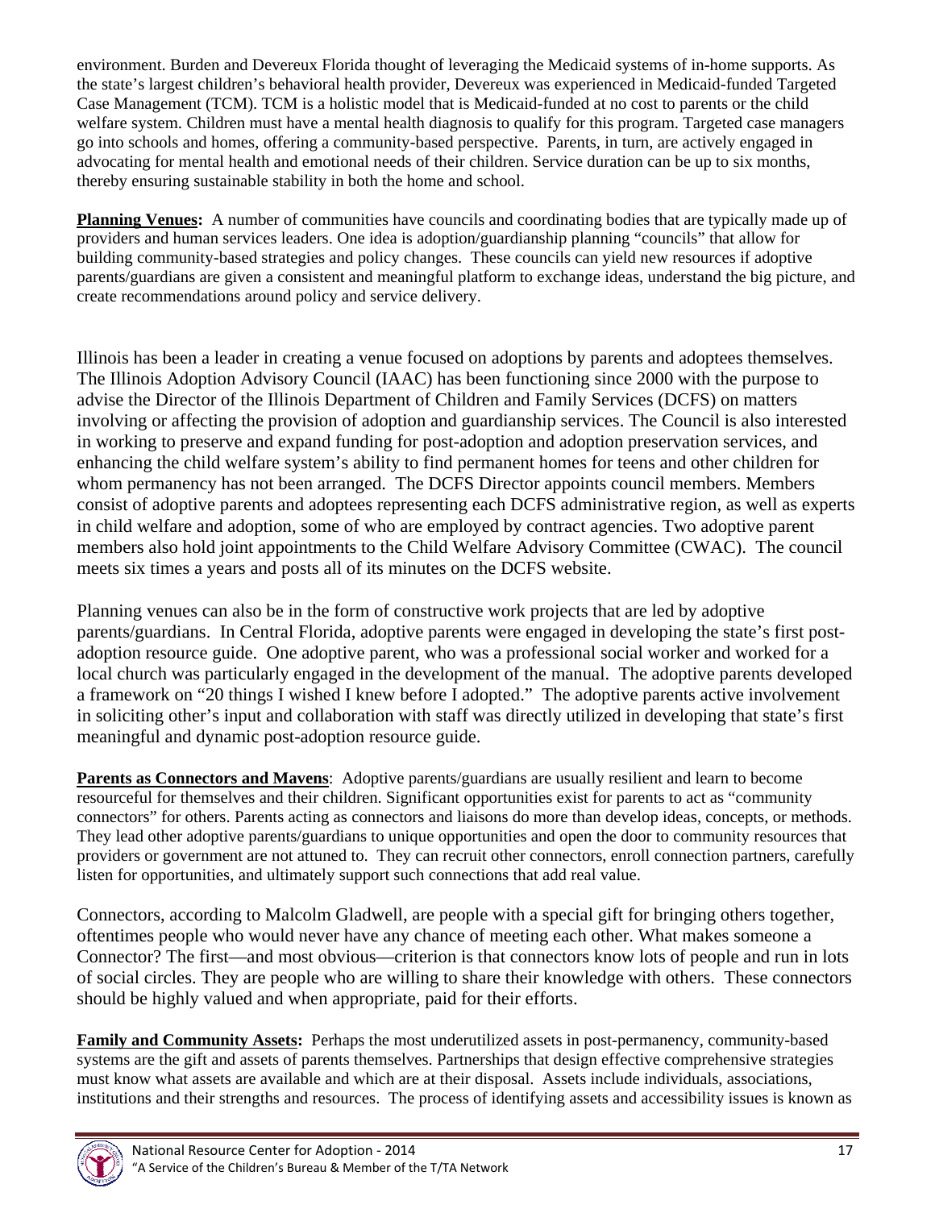environment. Burden and Devereux Florida thought of leveraging the Medicaid systems of in-home supports. As the state's largest children's behavioral health provider, Devereux was experienced in Medicaid-funded Targeted Case Management (TCM). TCM is a holistic model that is Medicaid-funded at no cost to parents or the child welfare system. Children must have a mental health diagnosis to qualify for this program. Targeted case managers go into schools and homes, offering a community-based perspective. Parents, in turn, are actively engaged in advocating for mental health and emotional needs of their children. Service duration can be up to six months, thereby ensuring sustainable stability in both the home and school.

**Planning Venues:** A number of communities have councils and coordinating bodies that are typically made up of providers and human services leaders. One idea is adoption/guardianship planning "councils" that allow for building community-based strategies and policy changes. These councils can yield new resources if adoptive parents/guardians are given a consistent and meaningful platform to exchange ideas, understand the big picture, and create recommendations around policy and service delivery.

Illinois has been a leader in creating a venue focused on adoptions by parents and adoptees themselves. The Illinois Adoption Advisory Council (IAAC) has been functioning since 2000 with the purpose to advise the Director of the Illinois Department of Children and Family Services (DCFS) on matters involving or affecting the provision of adoption and guardianship services. The Council is also interested in working to preserve and expand funding for post-adoption and adoption preservation services, and enhancing the child welfare system's ability to find permanent homes for teens and other children for whom permanency has not been arranged. The DCFS Director appoints council members. Members consist of adoptive parents and adoptees representing each DCFS administrative region, as well as experts in child welfare and adoption, some of who are employed by contract agencies. Two adoptive parent members also hold joint appointments to the Child Welfare Advisory Committee (CWAC). The council meets six times a years and posts all of its minutes on the DCFS website.

Planning venues can also be in the form of constructive work projects that are led by adoptive parents/guardians. In Central Florida, adoptive parents were engaged in developing the state's first post-adoption resource guide. One adoptive parent, who was a professional social worker and worked for a local church was particularly engaged in the development of the manual. The adoptive parents developed a framework on "20 things I wished I knew before I adopted." The adoptive parents active involvement in soliciting other's input and collaboration with staff was directly utilized in developing that state's first meaningful and dynamic post-adoption resource guide.

**Parents as Connectors and Mavens**: Adoptive parents/guardians are usually resilient and learn to become resourceful for themselves and their children. Significant opportunities exist for parents to act as "community connectors" for others. Parents acting as connectors and liaisons do more than develop ideas, concepts, or methods. They lead other adoptive parents/guardians to unique opportunities and open the door to community resources that providers or government are not attuned to. They can recruit other connectors, enroll connection partners, carefully listen for opportunities, and ultimately support such connections that add real value.

Connectors, according to Malcolm Gladwell, are people with a special gift for bringing others together, oftentimes people who would never have any chance of meeting each other. What makes someone a Connector? The first—and most obvious—criterion is that connectors know lots of people and run in lots of social circles. They are people who are willing to share their knowledge with others. These connectors should be highly valued and when appropriate, paid for their efforts.

**Family and Community Assets:** Perhaps the most underutilized assets in post-permanency, community-based systems are the gift and assets of parents themselves. Partnerships that design effective comprehensive strategies must know what assets are available and which are at their disposal. Assets include individuals, associations, institutions and their strengths and resources. The process of identifying assets and accessibility issues is known as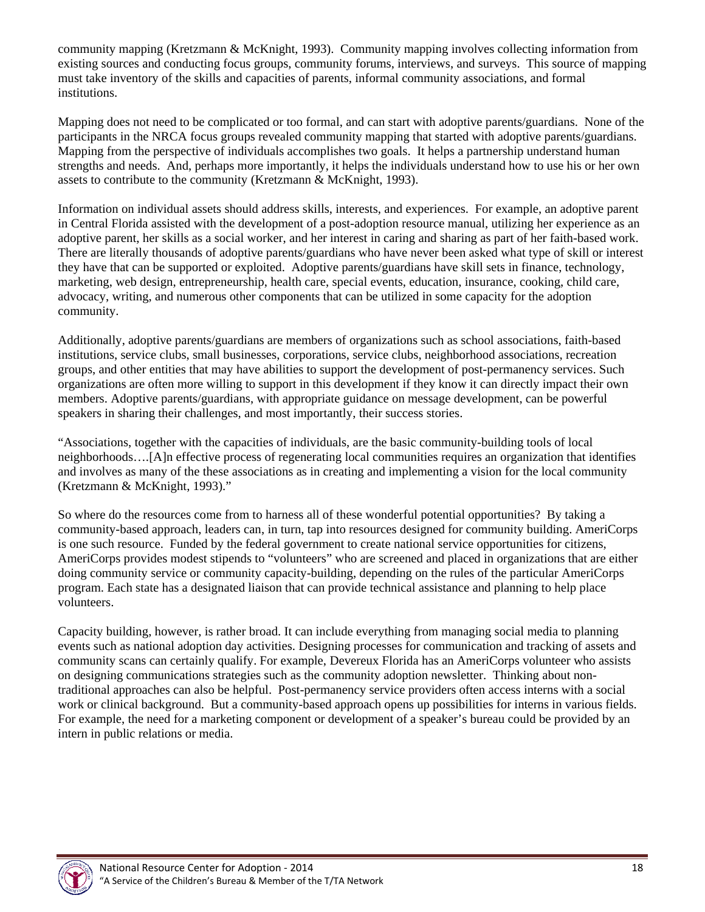community mapping (Kretzmann & McKnight, 1993). Community mapping involves collecting information from existing sources and conducting focus groups, community forums, interviews, and surveys. This source of mapping must take inventory of the skills and capacities of parents, informal community associations, and formal institutions.

Mapping does not need to be complicated or too formal, and can start with adoptive parents/guardians. None of the participants in the NRCA focus groups revealed community mapping that started with adoptive parents/guardians. Mapping from the perspective of individuals accomplishes two goals. It helps a partnership understand human strengths and needs. And, perhaps more importantly, it helps the individuals understand how to use his or her own assets to contribute to the community (Kretzmann & McKnight, 1993).

Information on individual assets should address skills, interests, and experiences. For example, an adoptive parent in Central Florida assisted with the development of a post-adoption resource manual, utilizing her experience as an adoptive parent, her skills as a social worker, and her interest in caring and sharing as part of her faith-based work. There are literally thousands of adoptive parents/guardians who have never been asked what type of skill or interest they have that can be supported or exploited. Adoptive parents/guardians have skill sets in finance, technology, marketing, web design, entrepreneurship, health care, special events, education, insurance, cooking, child care, advocacy, writing, and numerous other components that can be utilized in some capacity for the adoption community.

Additionally, adoptive parents/guardians are members of organizations such as school associations, faith-based institutions, service clubs, small businesses, corporations, service clubs, neighborhood associations, recreation groups, and other entities that may have abilities to support the development of post-permanency services. Such organizations are often more willing to support in this development if they know it can directly impact their own members. Adoptive parents/guardians, with appropriate guidance on message development, can be powerful speakers in sharing their challenges, and most importantly, their success stories.

"Associations, together with the capacities of individuals, are the basic community-building tools of local neighborhoods….[A]n effective process of regenerating local communities requires an organization that identifies and involves as many of the these associations as in creating and implementing a vision for the local community (Kretzmann & McKnight, 1993)."

So where do the resources come from to harness all of these wonderful potential opportunities? By taking a community-based approach, leaders can, in turn, tap into resources designed for community building. AmeriCorps is one such resource. Funded by the federal government to create national service opportunities for citizens, AmeriCorps provides modest stipends to "volunteers" who are screened and placed in organizations that are either doing community service or community capacity-building, depending on the rules of the particular AmeriCorps program. Each state has a designated liaison that can provide technical assistance and planning to help place volunteers.

Capacity building, however, is rather broad. It can include everything from managing social media to planning events such as national adoption day activities. Designing processes for communication and tracking of assets and community scans can certainly qualify. For example, Devereux Florida has an AmeriCorps volunteer who assists on designing communications strategies such as the community adoption newsletter. Thinking about non-traditional approaches can also be helpful. Post-permanency service providers often access interns with a social work or clinical background. But a community-based approach opens up possibilities for interns in various fields. For example, the need for a marketing component or development of a speaker's bureau could be provided by an intern in public relations or media.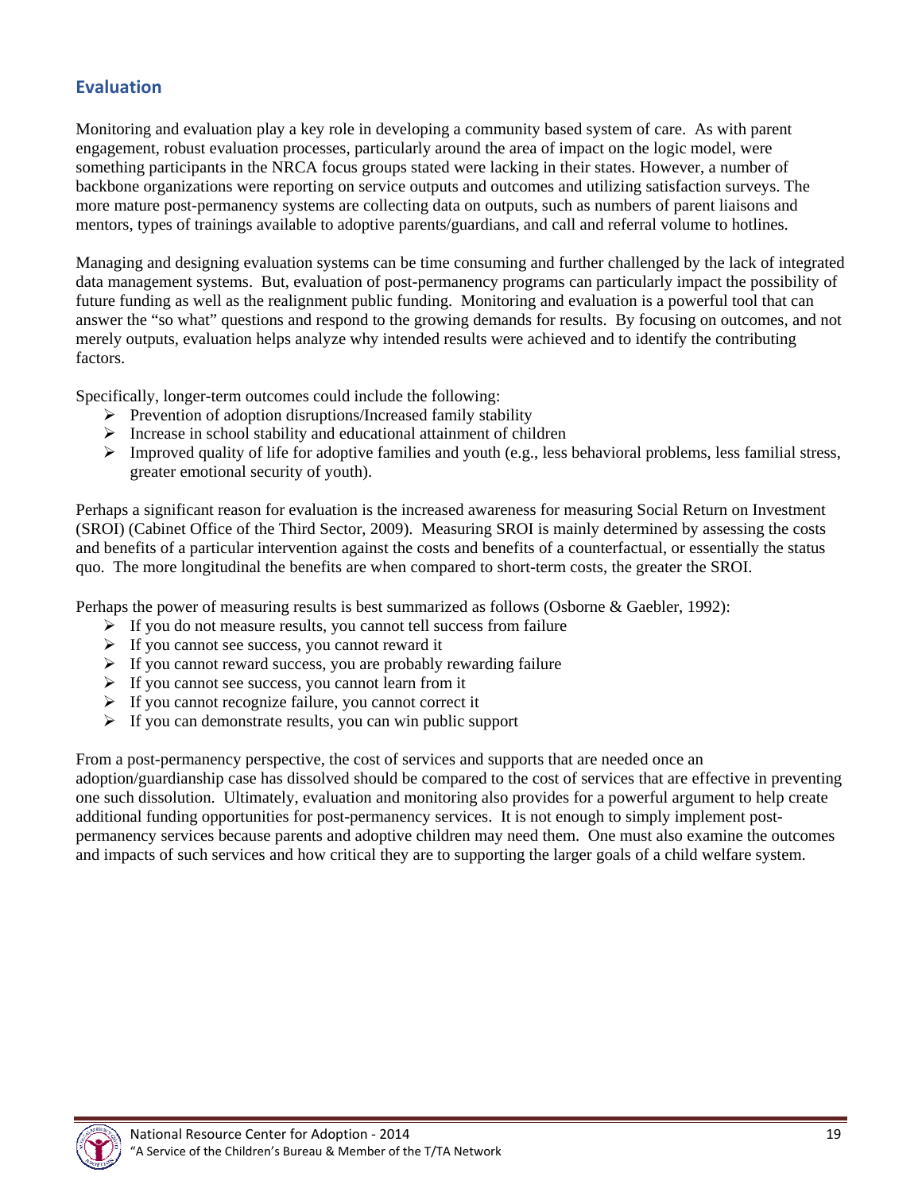## Evaluation

Monitoring and evaluation play a key role in developing a community based system of care. As with parent engagement, robust evaluation processes, particularly around the area of impact on the logic model, were something participants in the NRCA focus groups stated were lacking in their states. However, a number of backbone organizations were reporting on service outputs and outcomes and utilizing satisfaction surveys. The more mature post-permanency systems are collecting data on outputs, such as numbers of parent liaisons and mentors, types of trainings available to adoptive parents/guardians, and call and referral volume to hotlines.

Managing and designing evaluation systems can be time consuming and further challenged by the lack of integrated data management systems. But, evaluation of post-permanency programs can particularly impact the possibility of future funding as well as the realignment public funding. Monitoring and evaluation is a powerful tool that can answer the "so what" questions and respond to the growing demands for results. By focusing on outcomes, and not merely outputs, evaluation helps analyze why intended results were achieved and to identify the contributing factors.

Specifically, longer-term outcomes could include the following:

- Prevention of adoption disruptions/Increased family stability
- Increase in school stability and educational attainment of children
- Improved quality of life for adoptive families and youth (e.g., less behavioral problems, less familial stress, greater emotional security of youth).

Perhaps a significant reason for evaluation is the increased awareness for measuring Social Return on Investment (SROI) (Cabinet Office of the Third Sector, 2009). Measuring SROI is mainly determined by assessing the costs and benefits of a particular intervention against the costs and benefits of a counterfactual, or essentially the status quo. The more longitudinal the benefits are when compared to short-term costs, the greater the SROI.

Perhaps the power of measuring results is best summarized as follows (Osborne & Gaebler, 1992):

- If you do not measure results, you cannot tell success from failure
- If you cannot see success, you cannot reward it
- If you cannot reward success, you are probably rewarding failure
- If you cannot see success, you cannot learn from it
- If you cannot recognize failure, you cannot correct it
- If you can demonstrate results, you can win public support

From a post-permanency perspective, the cost of services and supports that are needed once an adoption/guardianship case has dissolved should be compared to the cost of services that are effective in preventing one such dissolution. Ultimately, evaluation and monitoring also provides for a powerful argument to help create additional funding opportunities for post-permanency services. It is not enough to simply implement post-permanency services because parents and adoptive children may need them. One must also examine the outcomes and impacts of such services and how critical they are to supporting the larger goals of a child welfare system.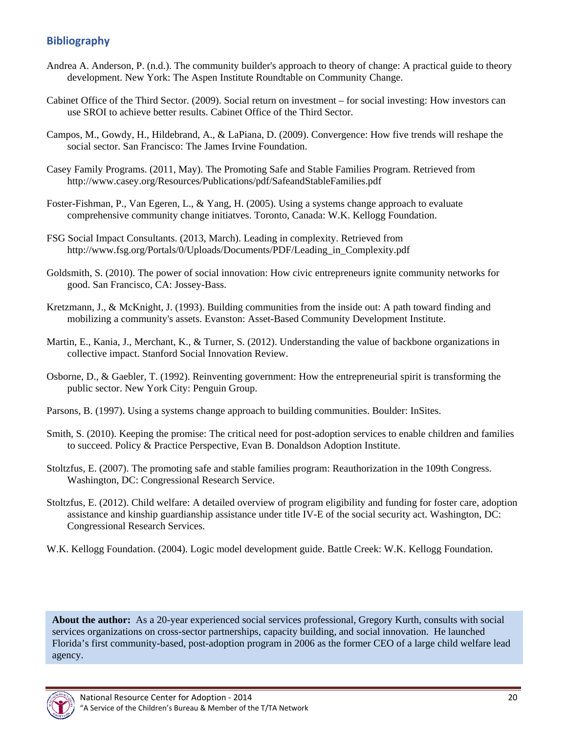## Bibliography

Andrea A. Anderson, P. (n.d.). The community builder's approach to theory of change: A practical guide to theory development. New York: The Aspen Institute Roundtable on Community Change.

Cabinet Office of the Third Sector. (2009). Social return on investment – for social investing: How investors can use SROI to achieve better results. Cabinet Office of the Third Sector.

Campos, M., Gowdy, H., Hildebrand, A., & LaPiana, D. (2009). Convergence: How five trends will reshape the social sector. San Francisco: The James Irvine Foundation.

Casey Family Programs. (2011, May). The Promoting Safe and Stable Families Program. Retrieved from http://www.casey.org/Resources/Publications/pdf/SafeandStableFamilies.pdf

Foster-Fishman, P., Van Egeren, L., & Yang, H. (2005). Using a systems change approach to evaluate comprehensive community change initiatves. Toronto, Canada: W.K. Kellogg Foundation.

FSG Social Impact Consultants. (2013, March). Leading in complexity. Retrieved from http://www.fsg.org/Portals/0/Uploads/Documents/PDF/Leading_in_Complexity.pdf

Goldsmith, S. (2010). The power of social innovation: How civic entrepreneurs ignite community networks for good. San Francisco, CA: Jossey-Bass.

Kretzmann, J., & McKnight, J. (1993). Building communities from the inside out: A path toward finding and mobilizing a community's assets. Evanston: Asset-Based Community Development Institute.

Martin, E., Kania, J., Merchant, K., & Turner, S. (2012). Understanding the value of backbone organizations in collective impact. Stanford Social Innovation Review.

Osborne, D., & Gaebler, T. (1992). Reinventing government: How the entrepreneurial spirit is transforming the public sector. New York City: Penguin Group.

Parsons, B. (1997). Using a systems change approach to building communities. Boulder: InSites.

Smith, S. (2010). Keeping the promise: The critical need for post-adoption services to enable children and families to succeed. Policy & Practice Perspective, Evan B. Donaldson Adoption Institute.

Stoltzfus, E. (2007). The promoting safe and stable families program: Reauthorization in the 109th Congress. Washington, DC: Congressional Research Service.

Stoltzfus, E. (2012). Child welfare: A detailed overview of program eligibility and funding for foster care, adoption assistance and kinship guardianship assistance under title IV-E of the social security act. Washington, DC: Congressional Research Services.

W.K. Kellogg Foundation. (2004). Logic model development guide. Battle Creek: W.K. Kellogg Foundation.

**About the author:** As a 20-year experienced social services professional, Gregory Kurth, consults with social services organizations on cross-sector partnerships, capacity building, and social innovation. He launched Florida's first community-based, post-adoption program in 2006 as the former CEO of a large child welfare lead agency.